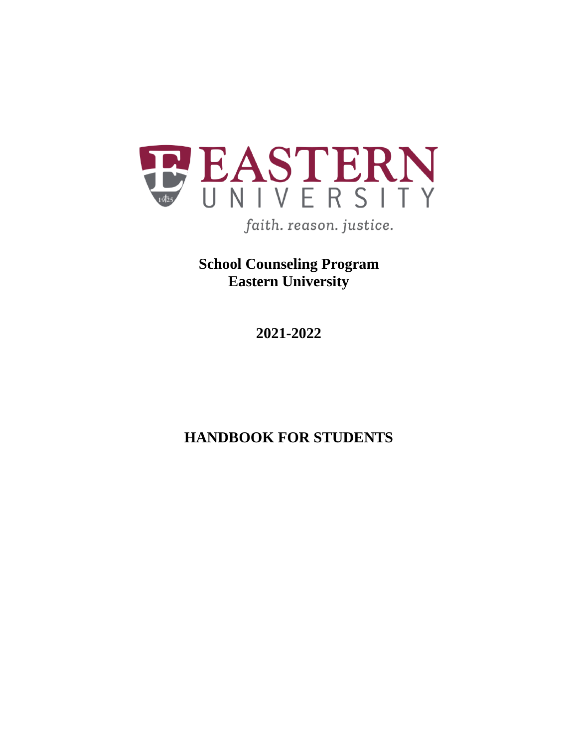EASTERN UNIVERSITY

*faith. reason. justice.*

**School Counseling Program**
**Eastern University**

**2021-2022**

# HANDBOOK FOR STUDENTS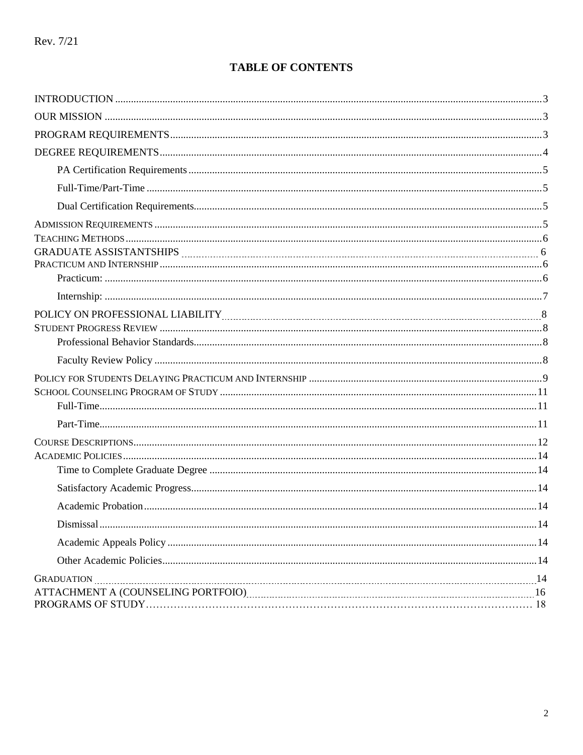Rev. 7/21

# TABLE OF CONTENTS

INTRODUCTION ..... 3
OUR MISSION ..... 3
PROGRAM REQUIREMENTS ..... 3
DEGREE REQUIREMENTS ..... 4
- PA Certification Requirements ..... 5
- Full-Time/Part-Time ..... 5
- Dual Certification Requirements ..... 5

ADMISSION REQUIREMENTS ..... 5
TEACHING METHODS ..... 6
GRADUATE ASSISTANTSHIPS ..... 6
PRACTICUM AND INTERNSHIP ..... 6
- Practicum: ..... 6
- Internship: ..... 7

POLICY ON PROFESSIONAL LIABILITY ..... 8
STUDENT PROGRESS REVIEW ..... 8
- Professional Behavior Standards ..... 8
- Faculty Review Policy ..... 8

POLICY FOR STUDENTS DELAYING PRACTICUM AND INTERNSHIP ..... 9
SCHOOL COUNSELING PROGRAM OF STUDY ..... 11
- Full-Time ..... 11
- Part-Time ..... 11

COURSE DESCRIPTIONS ..... 12
ACADEMIC POLICIES ..... 14
- Time to Complete Graduate Degree ..... 14
- Satisfactory Academic Progress ..... 14
- Academic Probation ..... 14
- Dismissal ..... 14
- Academic Appeals Policy ..... 14
- Other Academic Policies ..... 14

GRADUATION ..... 14
ATTACHMENT A (COUNSELING PORTFOIO) ..... 16
PROGRAMS OF STUDY ..... 18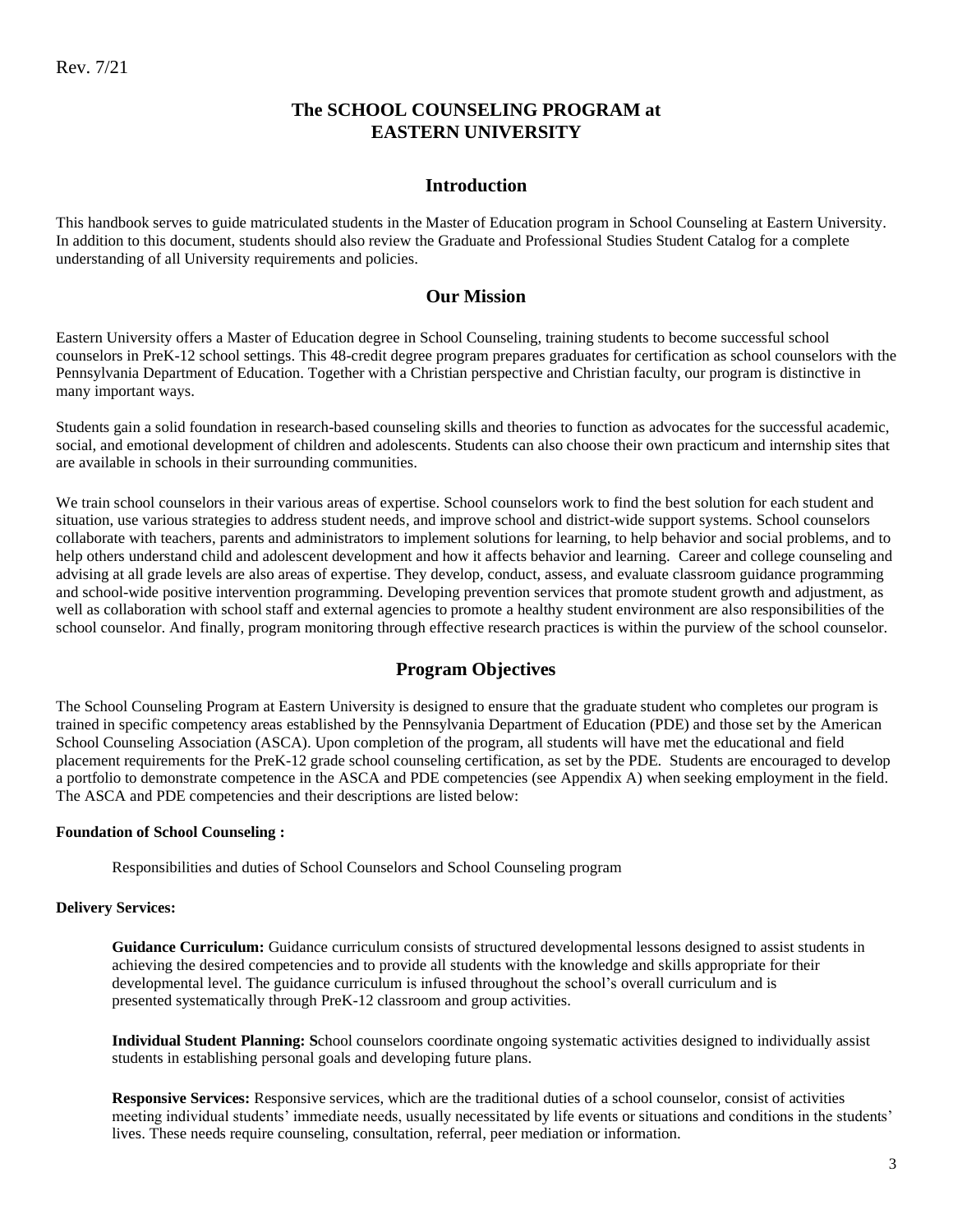Rev. 7/21

# The SCHOOL COUNSELING PROGRAM at EASTERN UNIVERSITY

## Introduction

This handbook serves to guide matriculated students in the Master of Education program in School Counseling at Eastern University. In addition to this document, students should also review the Graduate and Professional Studies Student Catalog for a complete understanding of all University requirements and policies.

## Our Mission

Eastern University offers a Master of Education degree in School Counseling, training students to become successful school counselors in PreK-12 school settings. This 48-credit degree program prepares graduates for certification as school counselors with the Pennsylvania Department of Education. Together with a Christian perspective and Christian faculty, our program is distinctive in many important ways.

Students gain a solid foundation in research-based counseling skills and theories to function as advocates for the successful academic, social, and emotional development of children and adolescents. Students can also choose their own practicum and internship sites that are available in schools in their surrounding communities.

We train school counselors in their various areas of expertise. School counselors work to find the best solution for each student and situation, use various strategies to address student needs, and improve school and district-wide support systems. School counselors collaborate with teachers, parents and administrators to implement solutions for learning, to help behavior and social problems, and to help others understand child and adolescent development and how it affects behavior and learning. Career and college counseling and advising at all grade levels are also areas of expertise. They develop, conduct, assess, and evaluate classroom guidance programming and school-wide positive intervention programming. Developing prevention services that promote student growth and adjustment, as well as collaboration with school staff and external agencies to promote a healthy student environment are also responsibilities of the school counselor. And finally, program monitoring through effective research practices is within the purview of the school counselor.

## Program Objectives

The School Counseling Program at Eastern University is designed to ensure that the graduate student who completes our program is trained in specific competency areas established by the Pennsylvania Department of Education (PDE) and those set by the American School Counseling Association (ASCA). Upon completion of the program, all students will have met the educational and field placement requirements for the PreK-12 grade school counseling certification, as set by the PDE. Students are encouraged to develop a portfolio to demonstrate competence in the ASCA and PDE competencies (see Appendix A) when seeking employment in the field. The ASCA and PDE competencies and their descriptions are listed below:

**Foundation of School Counseling :**

Responsibilities and duties of School Counselors and School Counseling program

**Delivery Services:**

**Guidance Curriculum:** Guidance curriculum consists of structured developmental lessons designed to assist students in achieving the desired competencies and to provide all students with the knowledge and skills appropriate for their developmental level. The guidance curriculum is infused throughout the school's overall curriculum and is presented systematically through PreK-12 classroom and group activities.

**Individual Student Planning:** School counselors coordinate ongoing systematic activities designed to individually assist students in establishing personal goals and developing future plans.

**Responsive Services:** Responsive services, which are the traditional duties of a school counselor, consist of activities meeting individual students' immediate needs, usually necessitated by life events or situations and conditions in the students' lives. These needs require counseling, consultation, referral, peer mediation or information.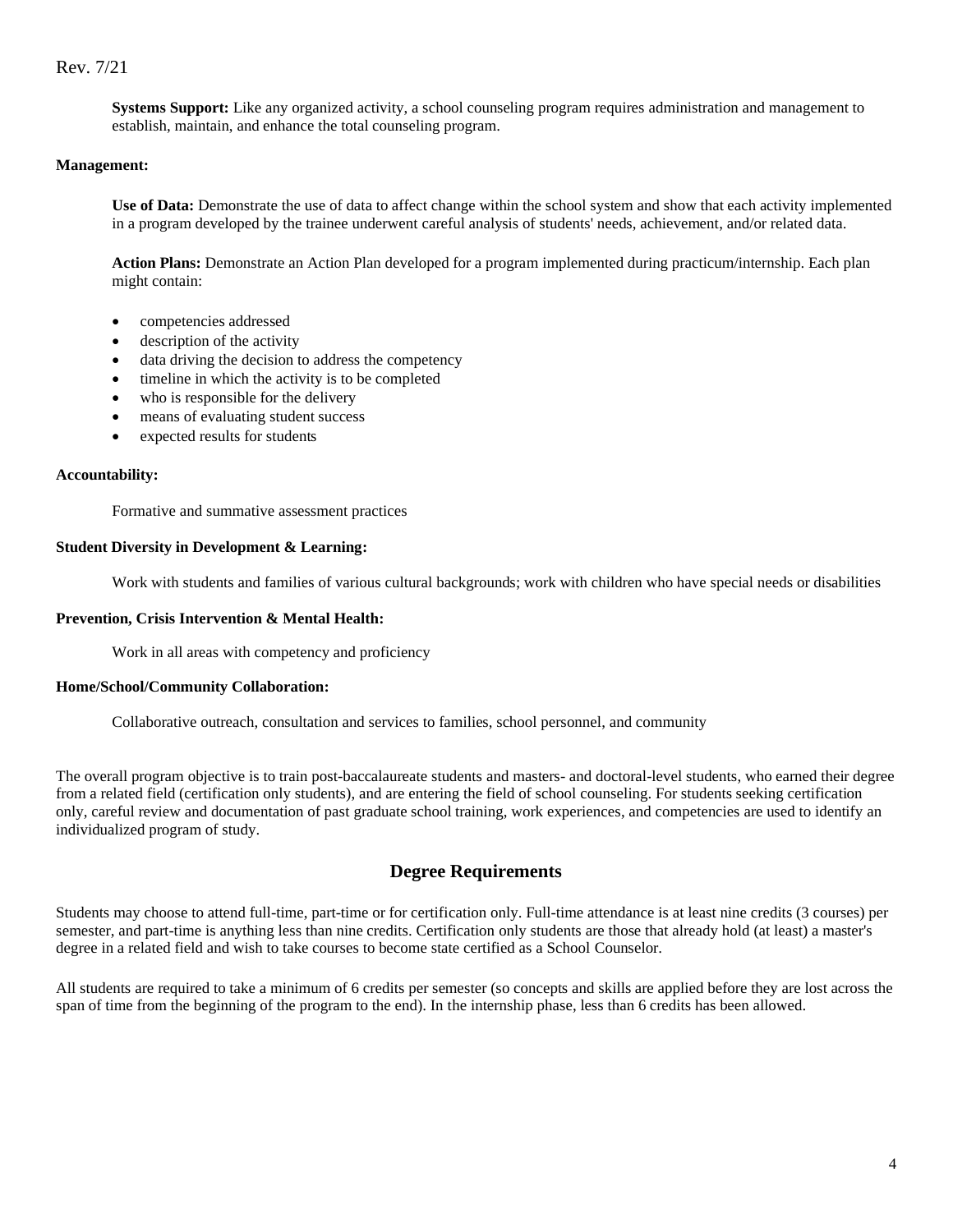**Systems Support:** Like any organized activity, a school counseling program requires administration and management to establish, maintain, and enhance the total counseling program.

**Management:**

**Use of Data:** Demonstrate the use of data to affect change within the school system and show that each activity implemented in a program developed by the trainee underwent careful analysis of students' needs, achievement, and/or related data.

**Action Plans:** Demonstrate an Action Plan developed for a program implemented during practicum/internship. Each plan might contain:

- competencies addressed
- description of the activity
- data driving the decision to address the competency
- timeline in which the activity is to be completed
- who is responsible for the delivery
- means of evaluating student success
- expected results for students

**Accountability:**

Formative and summative assessment practices

**Student Diversity in Development & Learning:**

Work with students and families of various cultural backgrounds; work with children who have special needs or disabilities

**Prevention, Crisis Intervention & Mental Health:**

Work in all areas with competency and proficiency

**Home/School/Community Collaboration:**

Collaborative outreach, consultation and services to families, school personnel, and community

The overall program objective is to train post-baccalaureate students and masters- and doctoral-level students, who earned their degree from a related field (certification only students), and are entering the field of school counseling. For students seeking certification only, careful review and documentation of past graduate school training, work experiences, and competencies are used to identify an individualized program of study.

## Degree Requirements

Students may choose to attend full-time, part-time or for certification only. Full-time attendance is at least nine credits (3 courses) per semester, and part-time is anything less than nine credits. Certification only students are those that already hold (at least) a master's degree in a related field and wish to take courses to become state certified as a School Counselor.

All students are required to take a minimum of 6 credits per semester (so concepts and skills are applied before they are lost across the span of time from the beginning of the program to the end). In the internship phase, less than 6 credits has been allowed.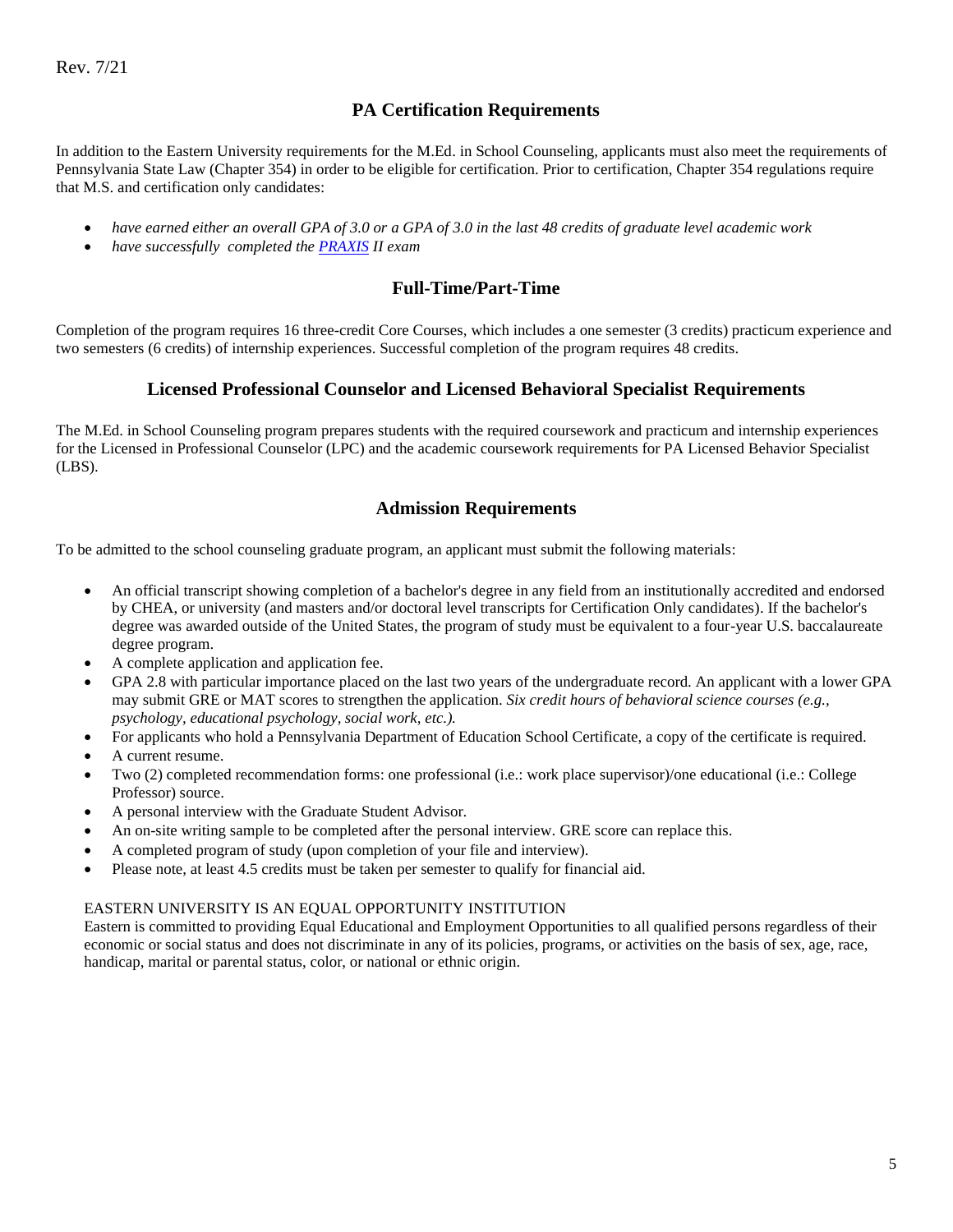Rev. 7/21

## PA Certification Requirements

In addition to the Eastern University requirements for the M.Ed. in School Counseling, applicants must also meet the requirements of Pennsylvania State Law (Chapter 354) in order to be eligible for certification. Prior to certification, Chapter 354 regulations require that M.S. and certification only candidates:

- *have earned either an overall GPA of 3.0 or a GPA of 3.0 in the last 48 credits of graduate level academic work*
- *have successfully completed the [PRAXIS](PRAXIS) II exam*

## Full-Time/Part-Time

Completion of the program requires 16 three-credit Core Courses, which includes a one semester (3 credits) practicum experience and two semesters (6 credits) of internship experiences. Successful completion of the program requires 48 credits.

## Licensed Professional Counselor and Licensed Behavioral Specialist Requirements

The M.Ed. in School Counseling program prepares students with the required coursework and practicum and internship experiences for the Licensed in Professional Counselor (LPC) and the academic coursework requirements for PA Licensed Behavior Specialist (LBS).

## Admission Requirements

To be admitted to the school counseling graduate program, an applicant must submit the following materials:

- An official transcript showing completion of a bachelor's degree in any field from an institutionally accredited and endorsed by CHEA, or university (and masters and/or doctoral level transcripts for Certification Only candidates). If the bachelor's degree was awarded outside of the United States, the program of study must be equivalent to a four-year U.S. baccalaureate degree program.
- A complete application and application fee.
- GPA 2.8 with particular importance placed on the last two years of the undergraduate record. An applicant with a lower GPA may submit GRE or MAT scores to strengthen the application. *Six credit hours of behavioral science courses (e.g., psychology, educational psychology, social work, etc.).*
- For applicants who hold a Pennsylvania Department of Education School Certificate, a copy of the certificate is required.
- A current resume.
- Two (2) completed recommendation forms: one professional (i.e.: work place supervisor)/one educational (i.e.: College Professor) source.
- A personal interview with the Graduate Student Advisor.
- An on-site writing sample to be completed after the personal interview. GRE score can replace this.
- A completed program of study (upon completion of your file and interview).
- Please note, at least 4.5 credits must be taken per semester to qualify for financial aid.

EASTERN UNIVERSITY IS AN EQUAL OPPORTUNITY INSTITUTION
Eastern is committed to providing Equal Educational and Employment Opportunities to all qualified persons regardless of their economic or social status and does not discriminate in any of its policies, programs, or activities on the basis of sex, age, race, handicap, marital or parental status, color, or national or ethnic origin.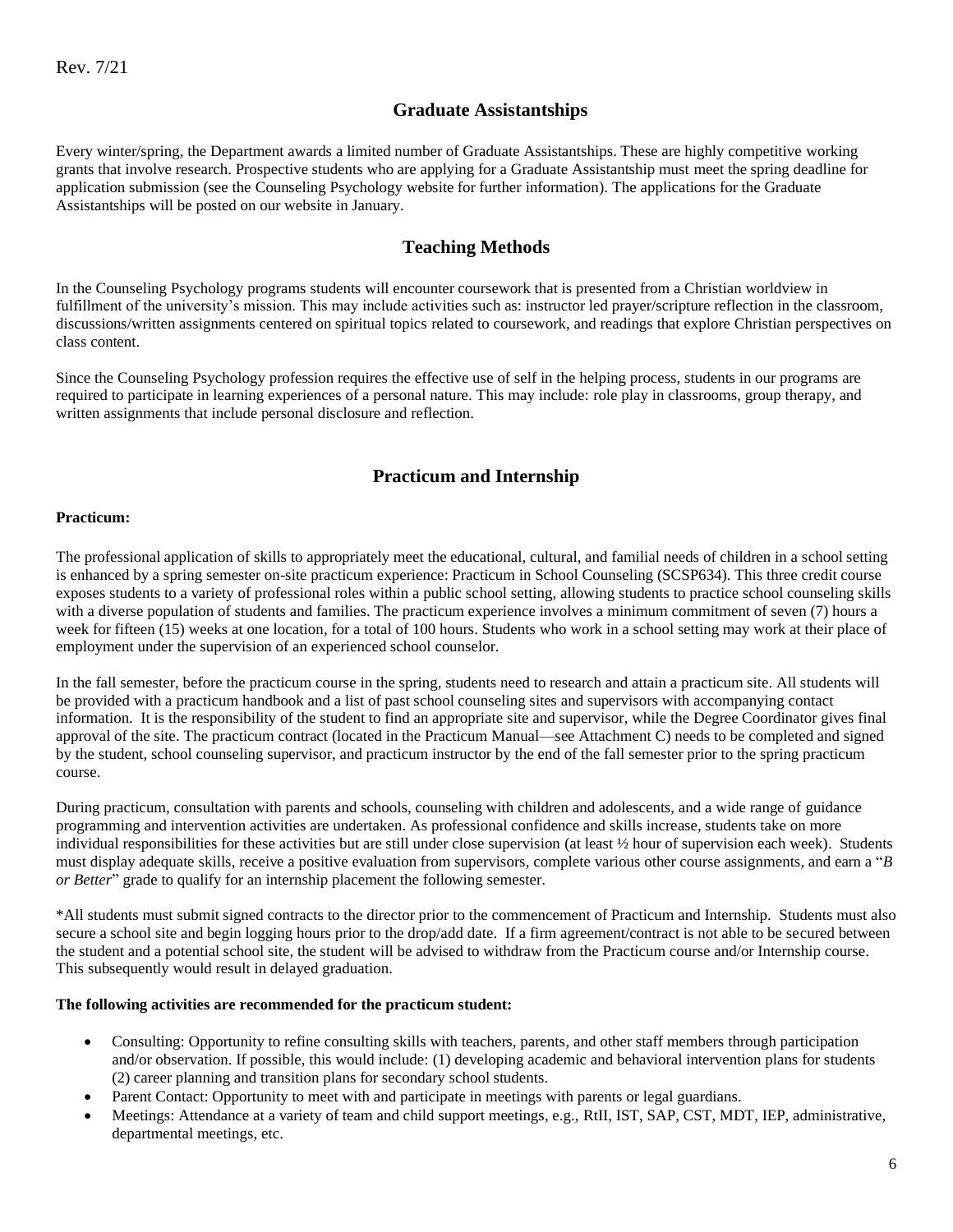Rev. 7/21

## Graduate Assistantships

Every winter/spring, the Department awards a limited number of Graduate Assistantships. These are highly competitive working grants that involve research. Prospective students who are applying for a Graduate Assistantship must meet the spring deadline for application submission (see the Counseling Psychology website for further information). The applications for the Graduate Assistantships will be posted on our website in January.

## Teaching Methods

In the Counseling Psychology programs students will encounter coursework that is presented from a Christian worldview in fulfillment of the university's mission. This may include activities such as: instructor led prayer/scripture reflection in the classroom, discussions/written assignments centered on spiritual topics related to coursework, and readings that explore Christian perspectives on class content.

Since the Counseling Psychology profession requires the effective use of self in the helping process, students in our programs are required to participate in learning experiences of a personal nature. This may include: role play in classrooms, group therapy, and written assignments that include personal disclosure and reflection.

## Practicum and Internship

**Practicum:**

The professional application of skills to appropriately meet the educational, cultural, and familial needs of children in a school setting is enhanced by a spring semester on-site practicum experience: Practicum in School Counseling (SCSP634). This three credit course exposes students to a variety of professional roles within a public school setting, allowing students to practice school counseling skills with a diverse population of students and families. The practicum experience involves a minimum commitment of seven (7) hours a week for fifteen (15) weeks at one location, for a total of 100 hours. Students who work in a school setting may work at their place of employment under the supervision of an experienced school counselor.

In the fall semester, before the practicum course in the spring, students need to research and attain a practicum site. All students will be provided with a practicum handbook and a list of past school counseling sites and supervisors with accompanying contact information. It is the responsibility of the student to find an appropriate site and supervisor, while the Degree Coordinator gives final approval of the site. The practicum contract (located in the Practicum Manual—see Attachment C) needs to be completed and signed by the student, school counseling supervisor, and practicum instructor by the end of the fall semester prior to the spring practicum course.

During practicum, consultation with parents and schools, counseling with children and adolescents, and a wide range of guidance programming and intervention activities are undertaken. As professional confidence and skills increase, students take on more individual responsibilities for these activities but are still under close supervision (at least ½ hour of supervision each week). Students must display adequate skills, receive a positive evaluation from supervisors, complete various other course assignments, and earn a "*B or Better*" grade to qualify for an internship placement the following semester.

*All students must submit signed contracts to the director prior to the commencement of Practicum and Internship. Students must also secure a school site and begin logging hours prior to the drop/add date. If a firm agreement/contract is not able to be secured between the student and a potential school site, the student will be advised to withdraw from the Practicum course and/or Internship course. This subsequently would result in delayed graduation.

**The following activities are recommended for the practicum student:**

- Consulting: Opportunity to refine consulting skills with teachers, parents, and other staff members through participation and/or observation. If possible, this would include: (1) developing academic and behavioral intervention plans for students (2) career planning and transition plans for secondary school students.
- Parent Contact: Opportunity to meet with and participate in meetings with parents or legal guardians.
- Meetings: Attendance at a variety of team and child support meetings, e.g., RtII, IST, SAP, CST, MDT, IEP, administrative, departmental meetings, etc.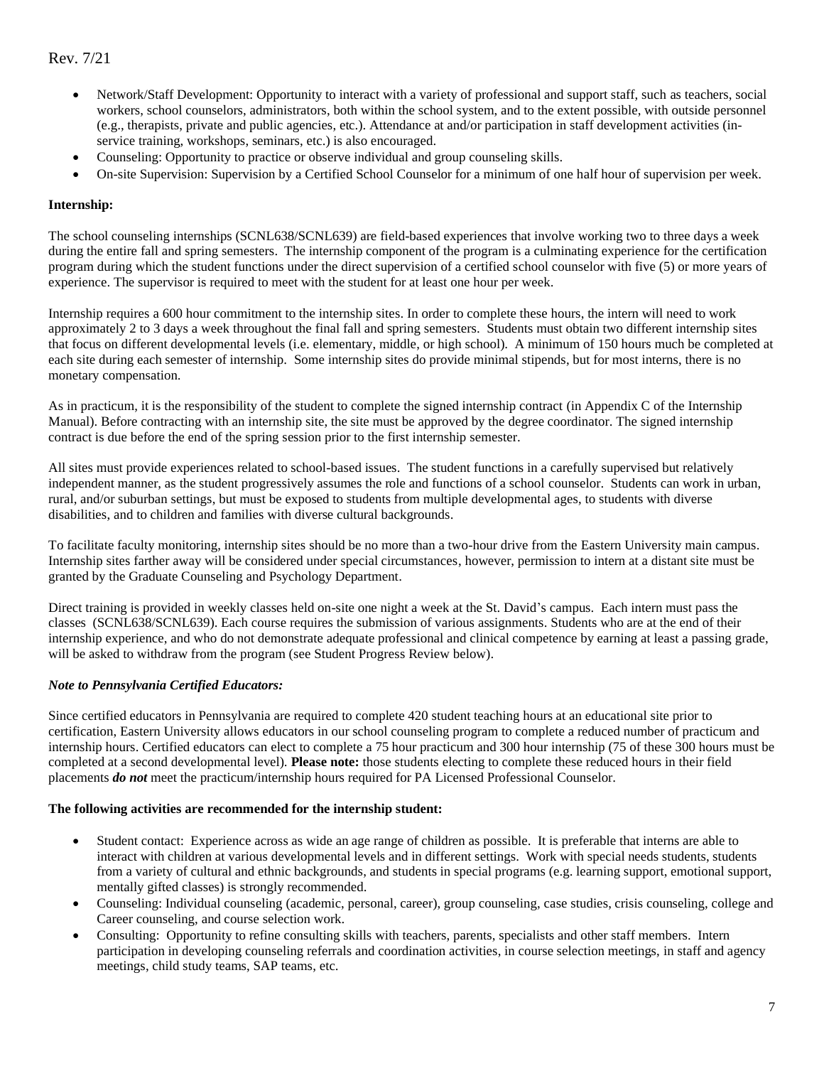- Network/Staff Development: Opportunity to interact with a variety of professional and support staff, such as teachers, social workers, school counselors, administrators, both within the school system, and to the extent possible, with outside personnel (e.g., therapists, private and public agencies, etc.). Attendance at and/or participation in staff development activities (in-service training, workshops, seminars, etc.) is also encouraged.
- Counseling: Opportunity to practice or observe individual and group counseling skills.
- On-site Supervision: Supervision by a Certified School Counselor for a minimum of one half hour of supervision per week.

**Internship:**

The school counseling internships (SCNL638/SCNL639) are field-based experiences that involve working two to three days a week during the entire fall and spring semesters. The internship component of the program is a culminating experience for the certification program during which the student functions under the direct supervision of a certified school counselor with five (5) or more years of experience. The supervisor is required to meet with the student for at least one hour per week.

Internship requires a 600 hour commitment to the internship sites. In order to complete these hours, the intern will need to work approximately 2 to 3 days a week throughout the final fall and spring semesters. Students must obtain two different internship sites that focus on different developmental levels (i.e. elementary, middle, or high school). A minimum of 150 hours much be completed at each site during each semester of internship. Some internship sites do provide minimal stipends, but for most interns, there is no monetary compensation.

As in practicum, it is the responsibility of the student to complete the signed internship contract (in Appendix C of the Internship Manual). Before contracting with an internship site, the site must be approved by the degree coordinator. The signed internship contract is due before the end of the spring session prior to the first internship semester.

All sites must provide experiences related to school-based issues. The student functions in a carefully supervised but relatively independent manner, as the student progressively assumes the role and functions of a school counselor. Students can work in urban, rural, and/or suburban settings, but must be exposed to students from multiple developmental ages, to students with diverse disabilities, and to children and families with diverse cultural backgrounds.

To facilitate faculty monitoring, internship sites should be no more than a two-hour drive from the Eastern University main campus. Internship sites farther away will be considered under special circumstances, however, permission to intern at a distant site must be granted by the Graduate Counseling and Psychology Department.

Direct training is provided in weekly classes held on-site one night a week at the St. David's campus. Each intern must pass the classes (SCNL638/SCNL639). Each course requires the submission of various assignments. Students who are at the end of their internship experience, and who do not demonstrate adequate professional and clinical competence by earning at least a passing grade, will be asked to withdraw from the program (see Student Progress Review below).

***Note to Pennsylvania Certified Educators:***

Since certified educators in Pennsylvania are required to complete 420 student teaching hours at an educational site prior to certification, Eastern University allows educators in our school counseling program to complete a reduced number of practicum and internship hours. Certified educators can elect to complete a 75 hour practicum and 300 hour internship (75 of these 300 hours must be completed at a second developmental level). **Please note:** those students electing to complete these reduced hours in their field placements ***do not*** meet the practicum/internship hours required for PA Licensed Professional Counselor.

**The following activities are recommended for the internship student:**

- Student contact: Experience across as wide an age range of children as possible. It is preferable that interns are able to interact with children at various developmental levels and in different settings. Work with special needs students, students from a variety of cultural and ethnic backgrounds, and students in special programs (e.g. learning support, emotional support, mentally gifted classes) is strongly recommended.
- Counseling: Individual counseling (academic, personal, career), group counseling, case studies, crisis counseling, college and Career counseling, and course selection work.
- Consulting: Opportunity to refine consulting skills with teachers, parents, specialists and other staff members. Intern participation in developing counseling referrals and coordination activities, in course selection meetings, in staff and agency meetings, child study teams, SAP teams, etc.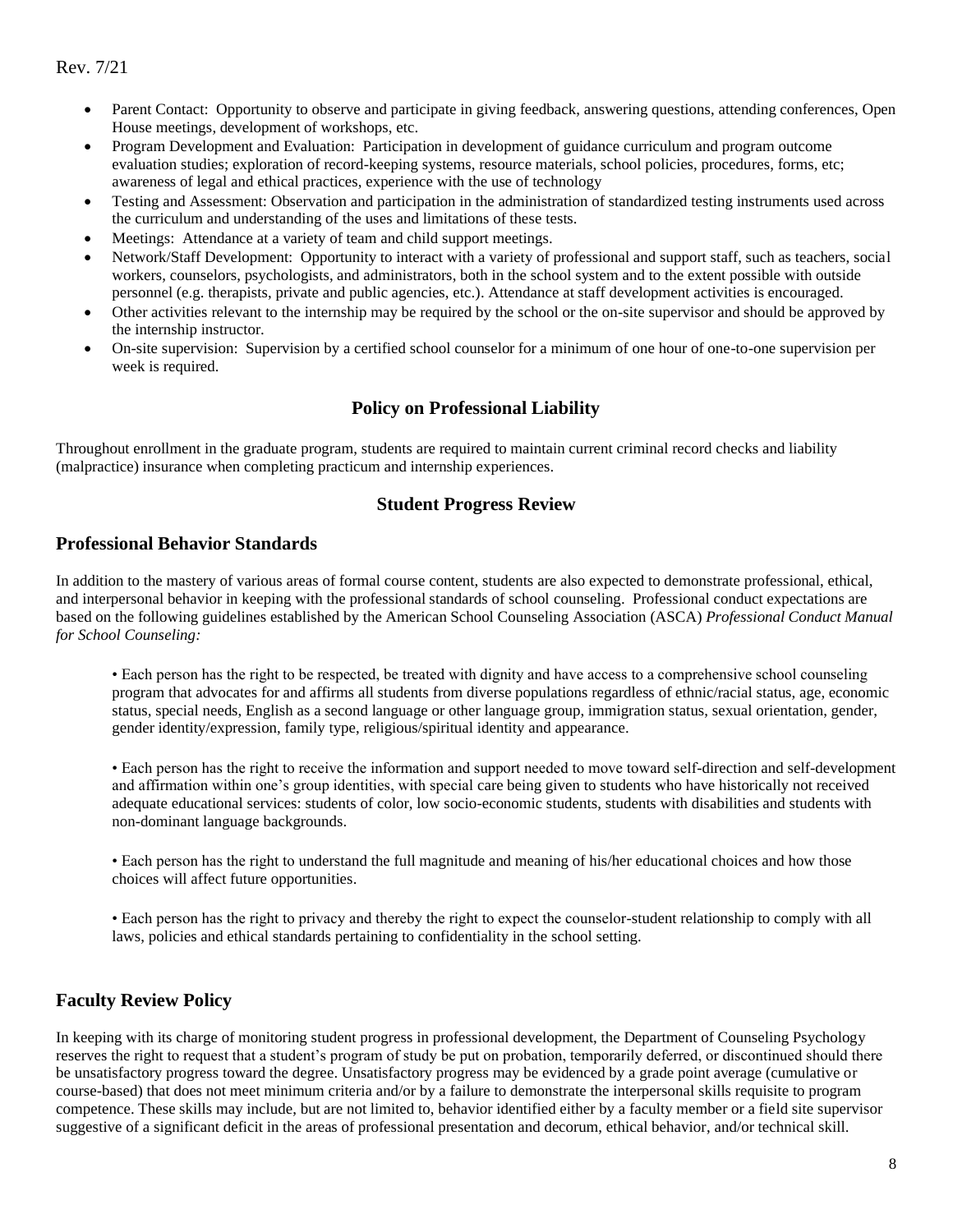- Parent Contact: Opportunity to observe and participate in giving feedback, answering questions, attending conferences, Open House meetings, development of workshops, etc.
- Program Development and Evaluation: Participation in development of guidance curriculum and program outcome evaluation studies; exploration of record-keeping systems, resource materials, school policies, procedures, forms, etc; awareness of legal and ethical practices, experience with the use of technology
- Testing and Assessment: Observation and participation in the administration of standardized testing instruments used across the curriculum and understanding of the uses and limitations of these tests.
- Meetings: Attendance at a variety of team and child support meetings.
- Network/Staff Development: Opportunity to interact with a variety of professional and support staff, such as teachers, social workers, counselors, psychologists, and administrators, both in the school system and to the extent possible with outside personnel (e.g. therapists, private and public agencies, etc.). Attendance at staff development activities is encouraged.
- Other activities relevant to the internship may be required by the school or the on-site supervisor and should be approved by the internship instructor.
- On-site supervision: Supervision by a certified school counselor for a minimum of one hour of one-to-one supervision per week is required.

## Policy on Professional Liability

Throughout enrollment in the graduate program, students are required to maintain current criminal record checks and liability (malpractice) insurance when completing practicum and internship experiences.

## Student Progress Review

### Professional Behavior Standards

In addition to the mastery of various areas of formal course content, students are also expected to demonstrate professional, ethical, and interpersonal behavior in keeping with the professional standards of school counseling. Professional conduct expectations are based on the following guidelines established by the American School Counseling Association (ASCA) *Professional Conduct Manual for School Counseling:*

• Each person has the right to be respected, be treated with dignity and have access to a comprehensive school counseling program that advocates for and affirms all students from diverse populations regardless of ethnic/racial status, age, economic status, special needs, English as a second language or other language group, immigration status, sexual orientation, gender, gender identity/expression, family type, religious/spiritual identity and appearance.

• Each person has the right to receive the information and support needed to move toward self-direction and self-development and affirmation within one's group identities, with special care being given to students who have historically not received adequate educational services: students of color, low socio-economic students, students with disabilities and students with non-dominant language backgrounds.

• Each person has the right to understand the full magnitude and meaning of his/her educational choices and how those choices will affect future opportunities.

• Each person has the right to privacy and thereby the right to expect the counselor-student relationship to comply with all laws, policies and ethical standards pertaining to confidentiality in the school setting.

### Faculty Review Policy

In keeping with its charge of monitoring student progress in professional development, the Department of Counseling Psychology reserves the right to request that a student's program of study be put on probation, temporarily deferred, or discontinued should there be unsatisfactory progress toward the degree. Unsatisfactory progress may be evidenced by a grade point average (cumulative or course-based) that does not meet minimum criteria and/or by a failure to demonstrate the interpersonal skills requisite to program competence. These skills may include, but are not limited to, behavior identified either by a faculty member or a field site supervisor suggestive of a significant deficit in the areas of professional presentation and decorum, ethical behavior, and/or technical skill.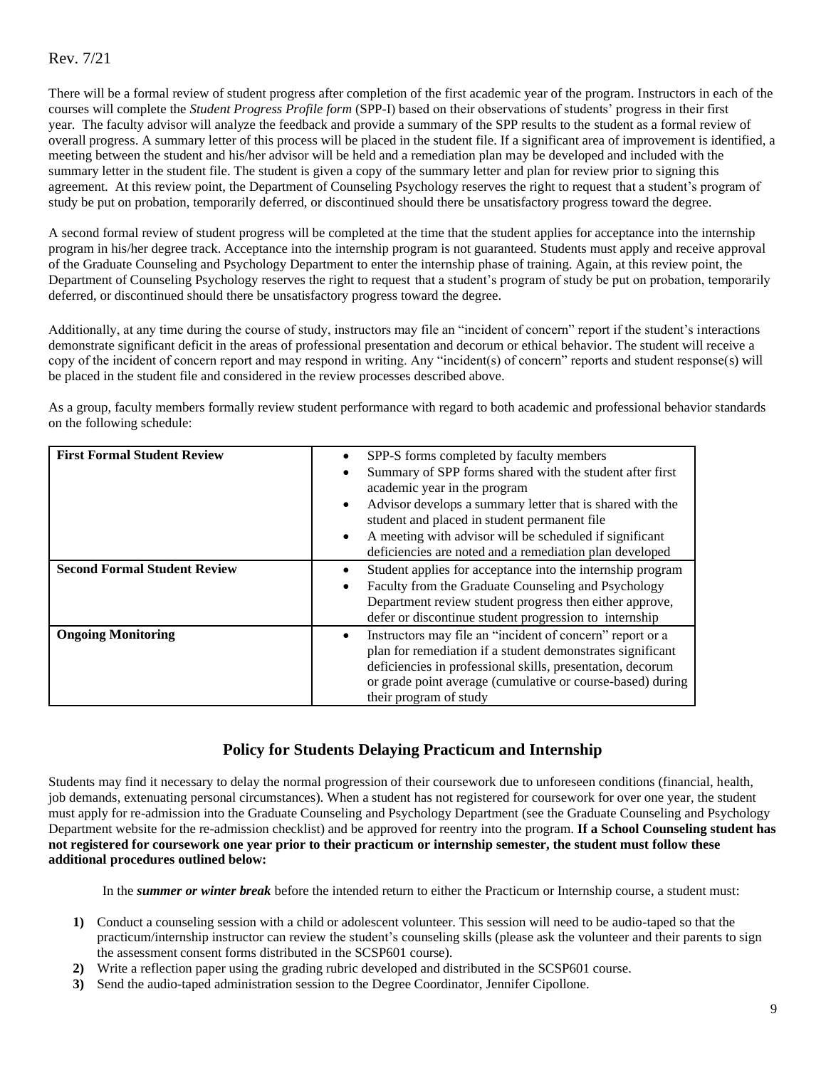Rev. 7/21

There will be a formal review of student progress after completion of the first academic year of the program. Instructors in each of the courses will complete the *Student Progress Profile form* (SPP-I) based on their observations of students' progress in their first year. The faculty advisor will analyze the feedback and provide a summary of the SPP results to the student as a formal review of overall progress. A summary letter of this process will be placed in the student file. If a significant area of improvement is identified, a meeting between the student and his/her advisor will be held and a remediation plan may be developed and included with the summary letter in the student file. The student is given a copy of the summary letter and plan for review prior to signing this agreement. At this review point, the Department of Counseling Psychology reserves the right to request that a student's program of study be put on probation, temporarily deferred, or discontinued should there be unsatisfactory progress toward the degree.

A second formal review of student progress will be completed at the time that the student applies for acceptance into the internship program in his/her degree track. Acceptance into the internship program is not guaranteed. Students must apply and receive approval of the Graduate Counseling and Psychology Department to enter the internship phase of training. Again, at this review point, the Department of Counseling Psychology reserves the right to request that a student's program of study be put on probation, temporarily deferred, or discontinued should there be unsatisfactory progress toward the degree.

Additionally, at any time during the course of study, instructors may file an "incident of concern" report if the student's interactions demonstrate significant deficit in the areas of professional presentation and decorum or ethical behavior. The student will receive a copy of the incident of concern report and may respond in writing. Any "incident(s) of concern" reports and student response(s) will be placed in the student file and considered in the review processes described above.

As a group, faculty members formally review student performance with regard to both academic and professional behavior standards on the following schedule:

| **First Formal Student Review** | • SPP-S forms completed by faculty members<br>• Summary of SPP forms shared with the student after first academic year in the program<br>• Advisor develops a summary letter that is shared with the student and placed in student permanent file<br>• A meeting with advisor will be scheduled if significant deficiencies are noted and a remediation plan developed |
|---|---|
| **Second Formal Student Review** | • Student applies for acceptance into the internship program<br>• Faculty from the Graduate Counseling and Psychology Department review student progress then either approve, defer or discontinue student progression to internship |
| **Ongoing Monitoring** | • Instructors may file an "incident of concern" report or a plan for remediation if a student demonstrates significant deficiencies in professional skills, presentation, decorum or grade point average (cumulative or course-based) during their program of study |

## Policy for Students Delaying Practicum and Internship

Students may find it necessary to delay the normal progression of their coursework due to unforeseen conditions (financial, health, job demands, extenuating personal circumstances). When a student has not registered for coursework for over one year, the student must apply for re-admission into the Graduate Counseling and Psychology Department (see the Graduate Counseling and Psychology Department website for the re-admission checklist) and be approved for reentry into the program. **If a School Counseling student has not registered for coursework one year prior to their practicum or internship semester, the student must follow these additional procedures outlined below:**

In the ***summer or winter break*** before the intended return to either the Practicum or Internship course, a student must:

1) Conduct a counseling session with a child or adolescent volunteer. This session will need to be audio-taped so that the practicum/internship instructor can review the student's counseling skills (please ask the volunteer and their parents to sign the assessment consent forms distributed in the SCSP601 course).
2) Write a reflection paper using the grading rubric developed and distributed in the SCSP601 course.
3) Send the audio-taped administration session to the Degree Coordinator, Jennifer Cipollone.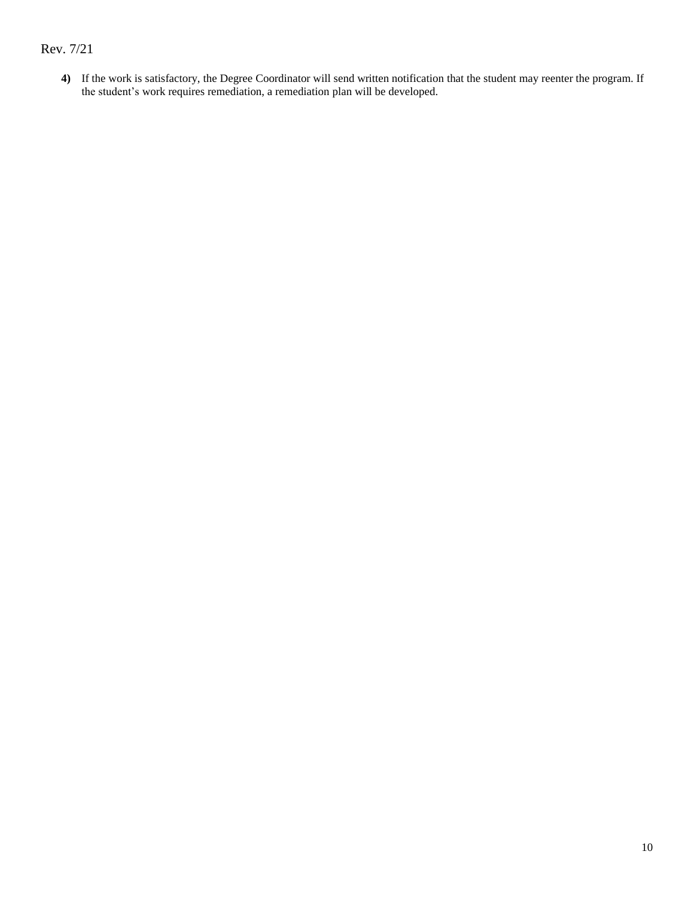4) If the work is satisfactory, the Degree Coordinator will send written notification that the student may reenter the program. If the student's work requires remediation, a remediation plan will be developed.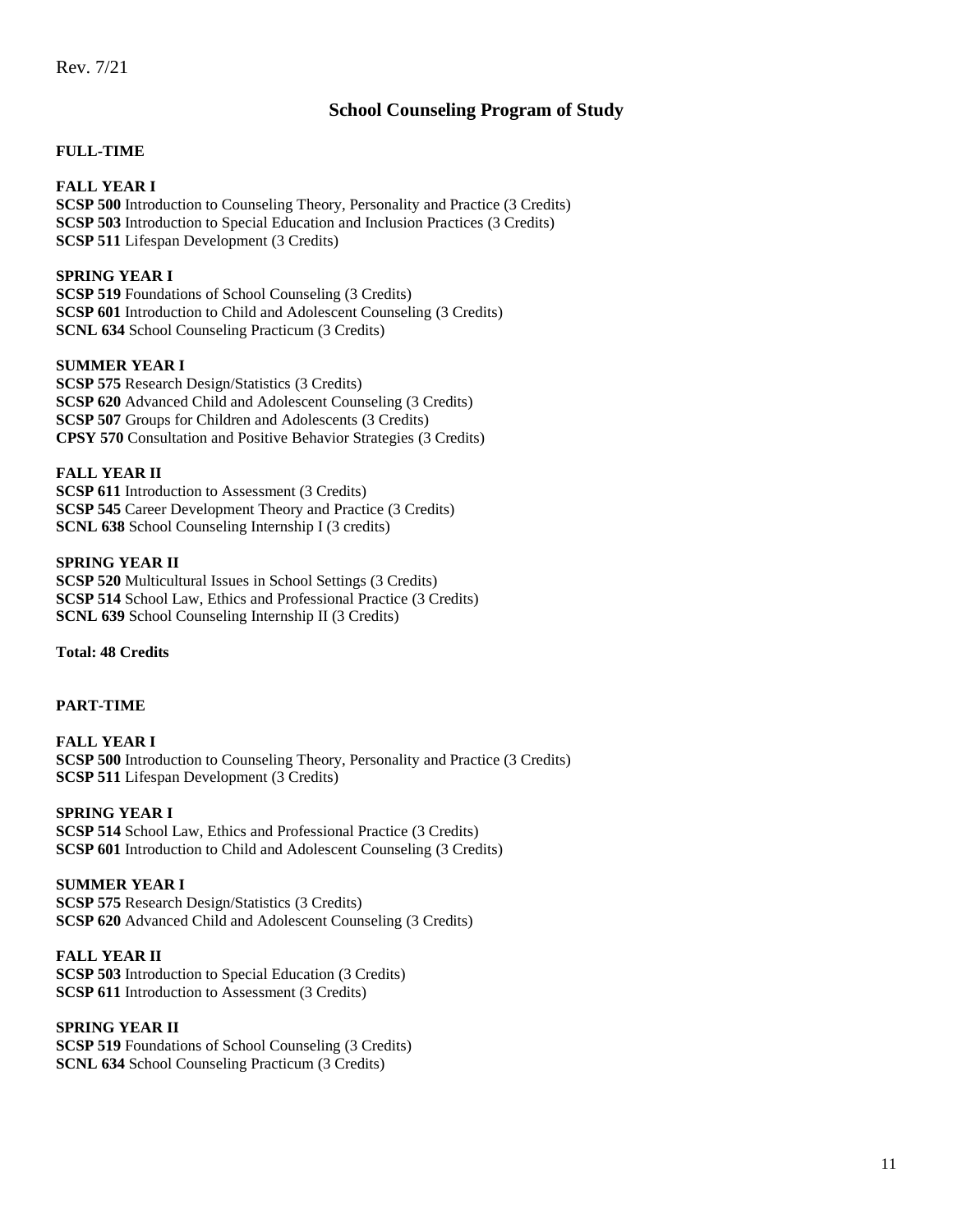Rev. 7/21

## School Counseling Program of Study

**FULL-TIME**

**FALL YEAR I**
**SCSP 500** Introduction to Counseling Theory, Personality and Practice (3 Credits)
**SCSP 503** Introduction to Special Education and Inclusion Practices (3 Credits)
**SCSP 511** Lifespan Development (3 Credits)

**SPRING YEAR I**
**SCSP 519** Foundations of School Counseling (3 Credits)
**SCSP 601** Introduction to Child and Adolescent Counseling (3 Credits)
**SCNL 634** School Counseling Practicum (3 Credits)

**SUMMER YEAR I**
**SCSP 575** Research Design/Statistics (3 Credits)
**SCSP 620** Advanced Child and Adolescent Counseling (3 Credits)
**SCSP 507** Groups for Children and Adolescents (3 Credits)
**CPSY 570** Consultation and Positive Behavior Strategies (3 Credits)

**FALL YEAR II**
**SCSP 611** Introduction to Assessment (3 Credits)
**SCSP 545** Career Development Theory and Practice (3 Credits)
**SCNL 638** School Counseling Internship I (3 credits)

**SPRING YEAR II**
**SCSP 520** Multicultural Issues in School Settings (3 Credits)
**SCSP 514** School Law, Ethics and Professional Practice (3 Credits)
**SCNL 639** School Counseling Internship II (3 Credits)

**Total: 48 Credits**

**PART-TIME**

**FALL YEAR I**
**SCSP 500** Introduction to Counseling Theory, Personality and Practice (3 Credits)
**SCSP 511** Lifespan Development (3 Credits)

**SPRING YEAR I**
**SCSP 514** School Law, Ethics and Professional Practice (3 Credits)
**SCSP 601** Introduction to Child and Adolescent Counseling (3 Credits)

**SUMMER YEAR I**
**SCSP 575** Research Design/Statistics (3 Credits)
**SCSP 620** Advanced Child and Adolescent Counseling (3 Credits)

**FALL YEAR II**
**SCSP 503** Introduction to Special Education (3 Credits)
**SCSP 611** Introduction to Assessment (3 Credits)

**SPRING YEAR II**
**SCSP 519** Foundations of School Counseling (3 Credits)
**SCNL 634** School Counseling Practicum (3 Credits)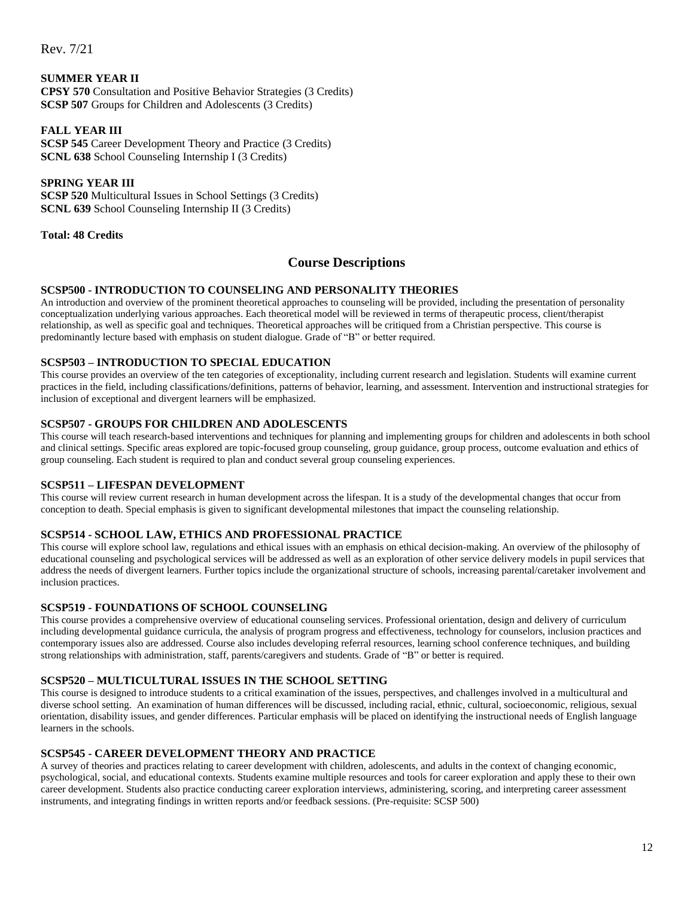Rev. 7/21

**SUMMER YEAR II**
**CPSY 570** Consultation and Positive Behavior Strategies (3 Credits)
**SCSP 507** Groups for Children and Adolescents (3 Credits)

**FALL YEAR III**
**SCSP 545** Career Development Theory and Practice (3 Credits)
**SCNL 638** School Counseling Internship I (3 Credits)

**SPRING YEAR III**
**SCSP 520** Multicultural Issues in School Settings (3 Credits)
**SCNL 639** School Counseling Internship II (3 Credits)

**Total: 48 Credits**

## Course Descriptions

### SCSP500 - INTRODUCTION TO COUNSELING AND PERSONALITY THEORIES

An introduction and overview of the prominent theoretical approaches to counseling will be provided, including the presentation of personality conceptualization underlying various approaches. Each theoretical model will be reviewed in terms of therapeutic process, client/therapist relationship, as well as specific goal and techniques. Theoretical approaches will be critiqued from a Christian perspective. This course is predominantly lecture based with emphasis on student dialogue. Grade of "B" or better required.

### SCSP503 – INTRODUCTION TO SPECIAL EDUCATION

This course provides an overview of the ten categories of exceptionality, including current research and legislation. Students will examine current practices in the field, including classifications/definitions, patterns of behavior, learning, and assessment. Intervention and instructional strategies for inclusion of exceptional and divergent learners will be emphasized.

### SCSP507 - GROUPS FOR CHILDREN AND ADOLESCENTS

This course will teach research-based interventions and techniques for planning and implementing groups for children and adolescents in both school and clinical settings. Specific areas explored are topic-focused group counseling, group guidance, group process, outcome evaluation and ethics of group counseling. Each student is required to plan and conduct several group counseling experiences.

### SCSP511 – LIFESPAN DEVELOPMENT

This course will review current research in human development across the lifespan. It is a study of the developmental changes that occur from conception to death. Special emphasis is given to significant developmental milestones that impact the counseling relationship.

### SCSP514 - SCHOOL LAW, ETHICS AND PROFESSIONAL PRACTICE

This course will explore school law, regulations and ethical issues with an emphasis on ethical decision-making. An overview of the philosophy of educational counseling and psychological services will be addressed as well as an exploration of other service delivery models in pupil services that address the needs of divergent learners. Further topics include the organizational structure of schools, increasing parental/caretaker involvement and inclusion practices.

### SCSP519 - FOUNDATIONS OF SCHOOL COUNSELING

This course provides a comprehensive overview of educational counseling services. Professional orientation, design and delivery of curriculum including developmental guidance curricula, the analysis of program progress and effectiveness, technology for counselors, inclusion practices and contemporary issues also are addressed. Course also includes developing referral resources, learning school conference techniques, and building strong relationships with administration, staff, parents/caregivers and students. Grade of "B" or better is required.

### SCSP520 – MULTICULTURAL ISSUES IN THE SCHOOL SETTING

This course is designed to introduce students to a critical examination of the issues, perspectives, and challenges involved in a multicultural and diverse school setting. An examination of human differences will be discussed, including racial, ethnic, cultural, socioeconomic, religious, sexual orientation, disability issues, and gender differences. Particular emphasis will be placed on identifying the instructional needs of English language learners in the schools.

### SCSP545 - CAREER DEVELOPMENT THEORY AND PRACTICE

A survey of theories and practices relating to career development with children, adolescents, and adults in the context of changing economic, psychological, social, and educational contexts. Students examine multiple resources and tools for career exploration and apply these to their own career development. Students also practice conducting career exploration interviews, administering, scoring, and interpreting career assessment instruments, and integrating findings in written reports and/or feedback sessions. (Pre-requisite: SCSP 500)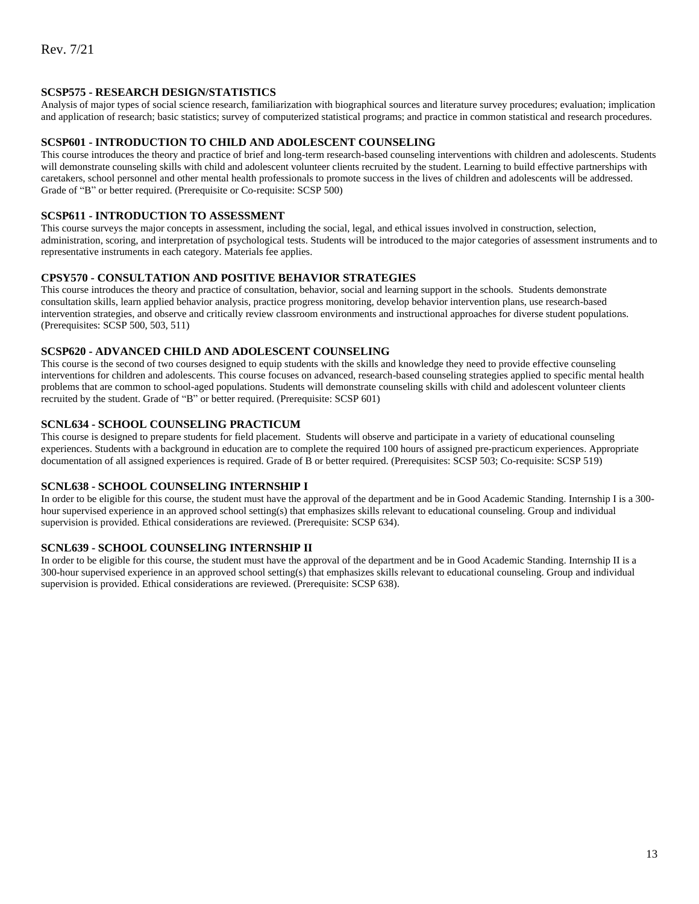Rev. 7/21

**SCSP575 - RESEARCH DESIGN/STATISTICS**

Analysis of major types of social science research, familiarization with biographical sources and literature survey procedures; evaluation; implication and application of research; basic statistics; survey of computerized statistical programs; and practice in common statistical and research procedures.

**SCSP601 - INTRODUCTION TO CHILD AND ADOLESCENT COUNSELING**

This course introduces the theory and practice of brief and long-term research-based counseling interventions with children and adolescents. Students will demonstrate counseling skills with child and adolescent volunteer clients recruited by the student. Learning to build effective partnerships with caretakers, school personnel and other mental health professionals to promote success in the lives of children and adolescents will be addressed. Grade of "B" or better required. (Prerequisite or Co-requisite: SCSP 500)

**SCSP611 - INTRODUCTION TO ASSESSMENT**

This course surveys the major concepts in assessment, including the social, legal, and ethical issues involved in construction, selection, administration, scoring, and interpretation of psychological tests. Students will be introduced to the major categories of assessment instruments and to representative instruments in each category. Materials fee applies.

**CPSY570 - CONSULTATION AND POSITIVE BEHAVIOR STRATEGIES**

This course introduces the theory and practice of consultation, behavior, social and learning support in the schools. Students demonstrate consultation skills, learn applied behavior analysis, practice progress monitoring, develop behavior intervention plans, use research-based intervention strategies, and observe and critically review classroom environments and instructional approaches for diverse student populations. (Prerequisites: SCSP 500, 503, 511)

**SCSP620 - ADVANCED CHILD AND ADOLESCENT COUNSELING**

This course is the second of two courses designed to equip students with the skills and knowledge they need to provide effective counseling interventions for children and adolescents. This course focuses on advanced, research-based counseling strategies applied to specific mental health problems that are common to school-aged populations. Students will demonstrate counseling skills with child and adolescent volunteer clients recruited by the student. Grade of "B" or better required. (Prerequisite: SCSP 601)

**SCNL634 - SCHOOL COUNSELING PRACTICUM**

This course is designed to prepare students for field placement. Students will observe and participate in a variety of educational counseling experiences. Students with a background in education are to complete the required 100 hours of assigned pre-practicum experiences. Appropriate documentation of all assigned experiences is required. Grade of B or better required. (Prerequisites: SCSP 503; Co-requisite: SCSP 519)

**SCNL638 - SCHOOL COUNSELING INTERNSHIP I**

In order to be eligible for this course, the student must have the approval of the department and be in Good Academic Standing. Internship I is a 300-hour supervised experience in an approved school setting(s) that emphasizes skills relevant to educational counseling. Group and individual supervision is provided. Ethical considerations are reviewed. (Prerequisite: SCSP 634).

**SCNL639 - SCHOOL COUNSELING INTERNSHIP II**

In order to be eligible for this course, the student must have the approval of the department and be in Good Academic Standing. Internship II is a 300-hour supervised experience in an approved school setting(s) that emphasizes skills relevant to educational counseling. Group and individual supervision is provided. Ethical considerations are reviewed. (Prerequisite: SCSP 638).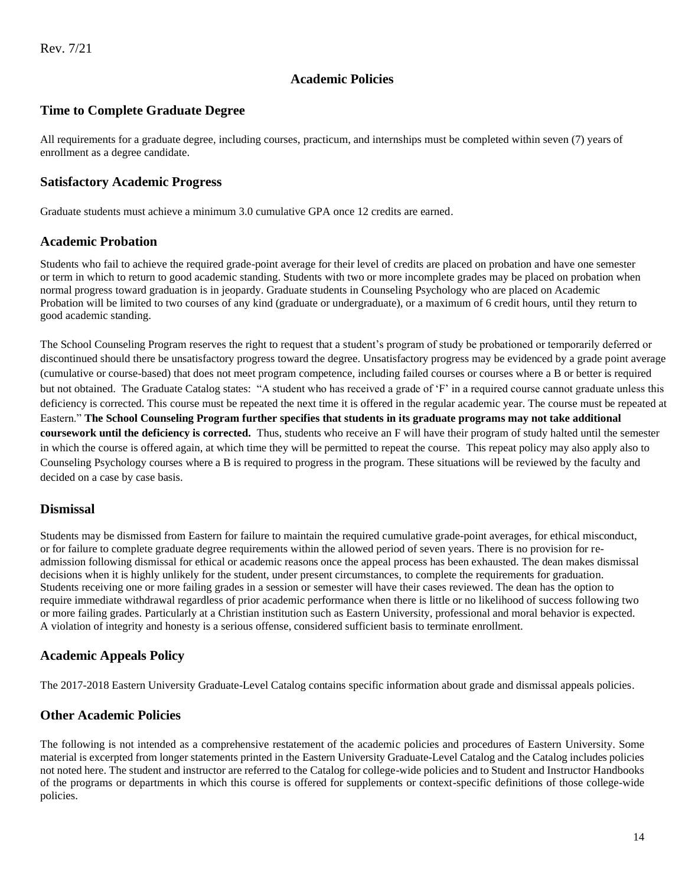Rev. 7/21

# Academic Policies

## Time to Complete Graduate Degree

All requirements for a graduate degree, including courses, practicum, and internships must be completed within seven (7) years of enrollment as a degree candidate.

## Satisfactory Academic Progress

Graduate students must achieve a minimum 3.0 cumulative GPA once 12 credits are earned.

## Academic Probation

Students who fail to achieve the required grade-point average for their level of credits are placed on probation and have one semester or term in which to return to good academic standing. Students with two or more incomplete grades may be placed on probation when normal progress toward graduation is in jeopardy. Graduate students in Counseling Psychology who are placed on Academic Probation will be limited to two courses of any kind (graduate or undergraduate), or a maximum of 6 credit hours, until they return to good academic standing.

The School Counseling Program reserves the right to request that a student's program of study be probationed or temporarily deferred or discontinued should there be unsatisfactory progress toward the degree. Unsatisfactory progress may be evidenced by a grade point average (cumulative or course-based) that does not meet program competence, including failed courses or courses where a B or better is required but not obtained. The Graduate Catalog states: "A student who has received a grade of 'F' in a required course cannot graduate unless this deficiency is corrected. This course must be repeated the next time it is offered in the regular academic year. The course must be repeated at Eastern." **The School Counseling Program further specifies that students in its graduate programs may not take additional coursework until the deficiency is corrected.** Thus, students who receive an F will have their program of study halted until the semester in which the course is offered again, at which time they will be permitted to repeat the course. This repeat policy may also apply also to Counseling Psychology courses where a B is required to progress in the program. These situations will be reviewed by the faculty and decided on a case by case basis.

## Dismissal

Students may be dismissed from Eastern for failure to maintain the required cumulative grade-point averages, for ethical misconduct, or for failure to complete graduate degree requirements within the allowed period of seven years. There is no provision for re-admission following dismissal for ethical or academic reasons once the appeal process has been exhausted. The dean makes dismissal decisions when it is highly unlikely for the student, under present circumstances, to complete the requirements for graduation. Students receiving one or more failing grades in a session or semester will have their cases reviewed. The dean has the option to require immediate withdrawal regardless of prior academic performance when there is little or no likelihood of success following two or more failing grades. Particularly at a Christian institution such as Eastern University, professional and moral behavior is expected. A violation of integrity and honesty is a serious offense, considered sufficient basis to terminate enrollment.

## Academic Appeals Policy

The 2017-2018 Eastern University Graduate-Level Catalog contains specific information about grade and dismissal appeals policies.

## Other Academic Policies

The following is not intended as a comprehensive restatement of the academic policies and procedures of Eastern University. Some material is excerpted from longer statements printed in the Eastern University Graduate-Level Catalog and the Catalog includes policies not noted here. The student and instructor are referred to the Catalog for college-wide policies and to Student and Instructor Handbooks of the programs or departments in which this course is offered for supplements or context-specific definitions of those college-wide policies.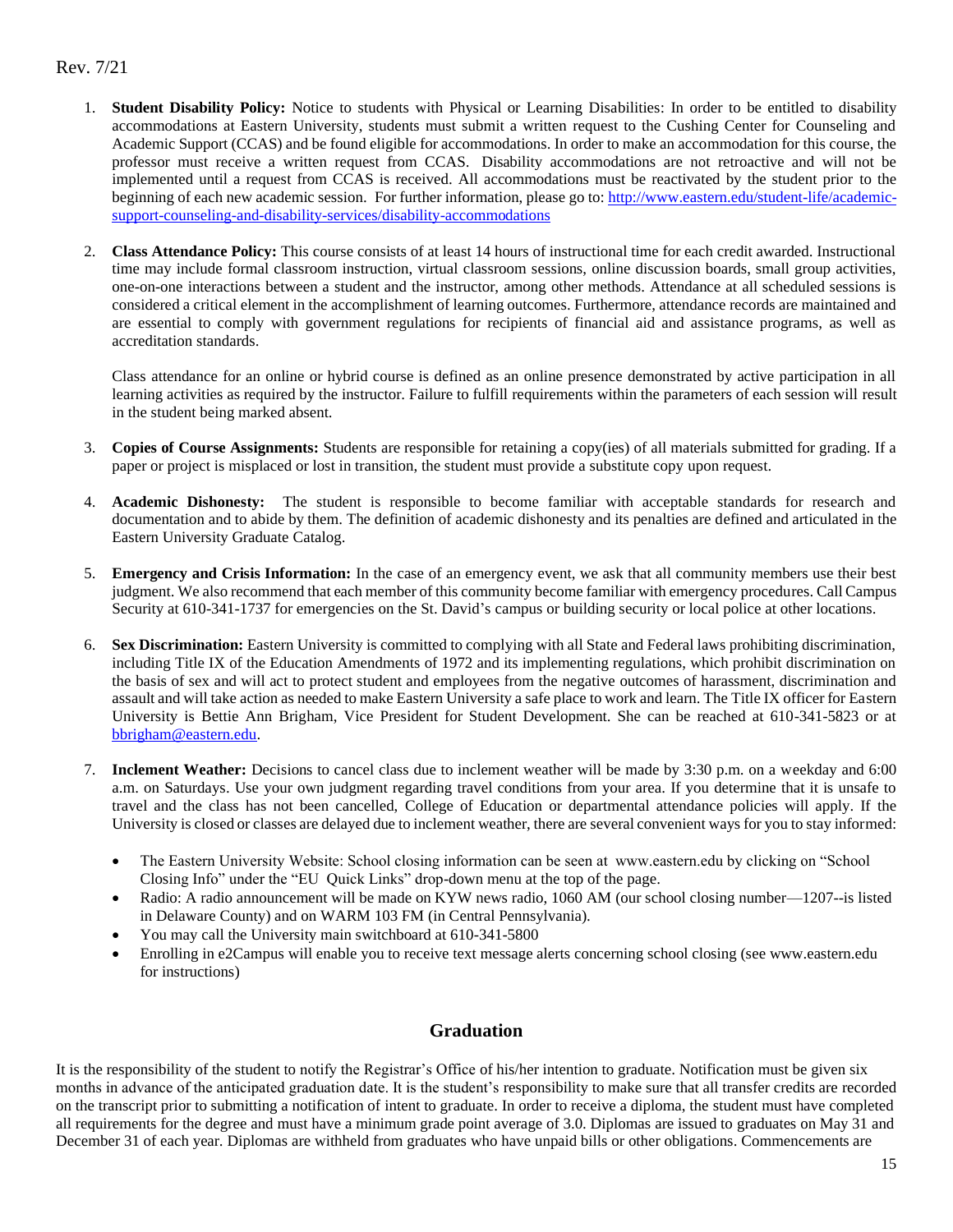Rev. 7/21

1. **Student Disability Policy:** Notice to students with Physical or Learning Disabilities: In order to be entitled to disability accommodations at Eastern University, students must submit a written request to the Cushing Center for Counseling and Academic Support (CCAS) and be found eligible for accommodations. In order to make an accommodation for this course, the professor must receive a written request from CCAS. Disability accommodations are not retroactive and will not be implemented until a request from CCAS is received. All accommodations must be reactivated by the student prior to the beginning of each new academic session. For further information, please go to: [http://www.eastern.edu/student-life/academic-support-counseling-and-disability-services/disability-accommodations](http://www.eastern.edu/student-life/academic-support-counseling-and-disability-services/disability-accommodations)

2. **Class Attendance Policy:** This course consists of at least 14 hours of instructional time for each credit awarded. Instructional time may include formal classroom instruction, virtual classroom sessions, online discussion boards, small group activities, one-on-one interactions between a student and the instructor, among other methods. Attendance at all scheduled sessions is considered a critical element in the accomplishment of learning outcomes. Furthermore, attendance records are maintained and are essential to comply with government regulations for recipients of financial aid and assistance programs, as well as accreditation standards.

   Class attendance for an online or hybrid course is defined as an online presence demonstrated by active participation in all learning activities as required by the instructor. Failure to fulfill requirements within the parameters of each session will result in the student being marked absent.

3. **Copies of Course Assignments:** Students are responsible for retaining a copy(ies) of all materials submitted for grading. If a paper or project is misplaced or lost in transition, the student must provide a substitute copy upon request.

4. **Academic Dishonesty:** The student is responsible to become familiar with acceptable standards for research and documentation and to abide by them. The definition of academic dishonesty and its penalties are defined and articulated in the Eastern University Graduate Catalog.

5. **Emergency and Crisis Information:** In the case of an emergency event, we ask that all community members use their best judgment. We also recommend that each member of this community become familiar with emergency procedures. Call Campus Security at 610-341-1737 for emergencies on the St. David's campus or building security or local police at other locations.

6. **Sex Discrimination:** Eastern University is committed to complying with all State and Federal laws prohibiting discrimination, including Title IX of the Education Amendments of 1972 and its implementing regulations, which prohibit discrimination on the basis of sex and will act to protect student and employees from the negative outcomes of harassment, discrimination and assault and will take action as needed to make Eastern University a safe place to work and learn. The Title IX officer for Eastern University is Bettie Ann Brigham, Vice President for Student Development. She can be reached at 610-341-5823 or at [bbrigham@eastern.edu](mailto:bbrigham@eastern.edu).

7. **Inclement Weather:** Decisions to cancel class due to inclement weather will be made by 3:30 p.m. on a weekday and 6:00 a.m. on Saturdays. Use your own judgment regarding travel conditions from your area. If you determine that it is unsafe to travel and the class has not been cancelled, College of Education or departmental attendance policies will apply. If the University is closed or classes are delayed due to inclement weather, there are several convenient ways for you to stay informed:

   - The Eastern University Website: School closing information can be seen at www.eastern.edu by clicking on "School Closing Info" under the "EU Quick Links" drop-down menu at the top of the page.
   - Radio: A radio announcement will be made on KYW news radio, 1060 AM (our school closing number—1207--is listed in Delaware County) and on WARM 103 FM (in Central Pennsylvania).
   - You may call the University main switchboard at 610-341-5800
   - Enrolling in e2Campus will enable you to receive text message alerts concerning school closing (see www.eastern.edu for instructions)

## Graduation

It is the responsibility of the student to notify the Registrar's Office of his/her intention to graduate. Notification must be given six months in advance of the anticipated graduation date. It is the student's responsibility to make sure that all transfer credits are recorded on the transcript prior to submitting a notification of intent to graduate. In order to receive a diploma, the student must have completed all requirements for the degree and must have a minimum grade point average of 3.0. Diplomas are issued to graduates on May 31 and December 31 of each year. Diplomas are withheld from graduates who have unpaid bills or other obligations. Commencements are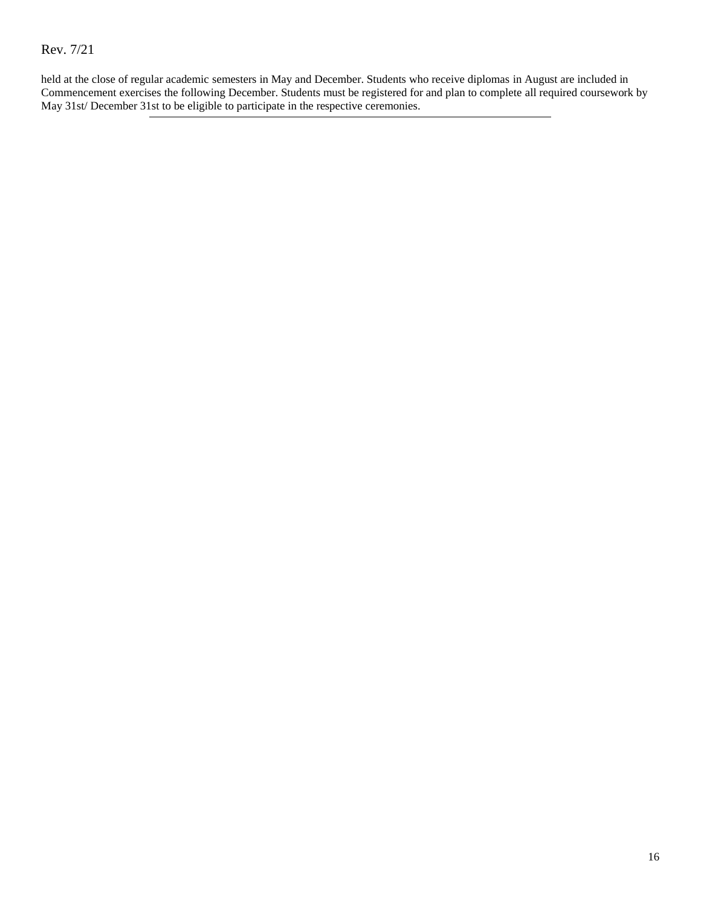held at the close of regular academic semesters in May and December. Students who receive diplomas in August are included in Commencement exercises the following December. Students must be registered for and plan to complete all required coursework by May 31st/ December 31st to be eligible to participate in the respective ceremonies.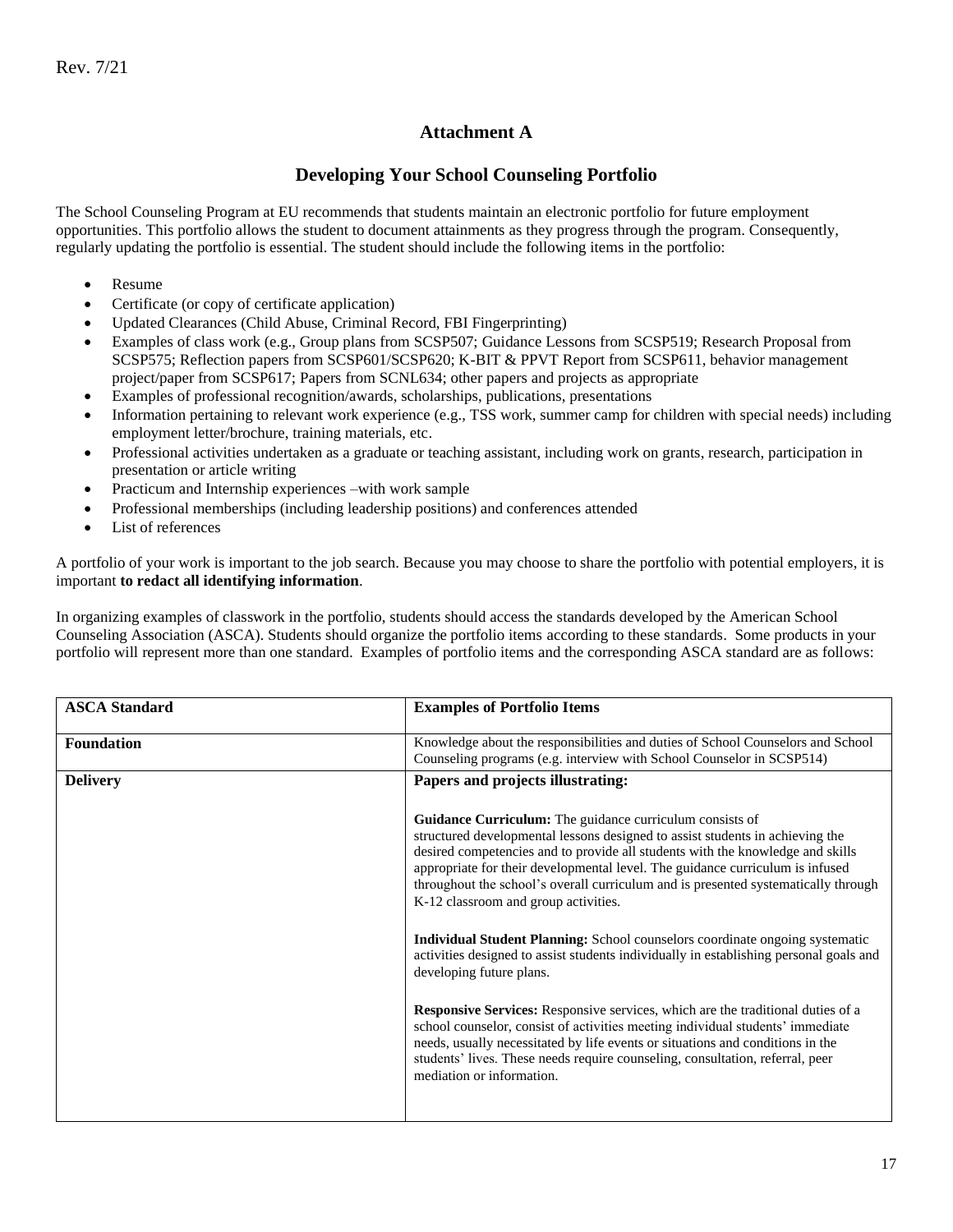Rev. 7/21

## Attachment A

## Developing Your School Counseling Portfolio

The School Counseling Program at EU recommends that students maintain an electronic portfolio for future employment opportunities. This portfolio allows the student to document attainments as they progress through the program. Consequently, regularly updating the portfolio is essential. The student should include the following items in the portfolio:

- Resume
- Certificate (or copy of certificate application)
- Updated Clearances (Child Abuse, Criminal Record, FBI Fingerprinting)
- Examples of class work (e.g., Group plans from SCSP507; Guidance Lessons from SCSP519; Research Proposal from SCSP575; Reflection papers from SCSP601/SCSP620; K-BIT & PPVT Report from SCSP611, behavior management project/paper from SCSP617; Papers from SCNL634; other papers and projects as appropriate
- Examples of professional recognition/awards, scholarships, publications, presentations
- Information pertaining to relevant work experience (e.g., TSS work, summer camp for children with special needs) including employment letter/brochure, training materials, etc.
- Professional activities undertaken as a graduate or teaching assistant, including work on grants, research, participation in presentation or article writing
- Practicum and Internship experiences –with work sample
- Professional memberships (including leadership positions) and conferences attended
- List of references

A portfolio of your work is important to the job search. Because you may choose to share the portfolio with potential employers, it is important **to redact all identifying information**.

In organizing examples of classwork in the portfolio, students should access the standards developed by the American School Counseling Association (ASCA). Students should organize the portfolio items according to these standards. Some products in your portfolio will represent more than one standard. Examples of portfolio items and the corresponding ASCA standard are as follows:

| **ASCA Standard** | **Examples of Portfolio Items** |
|---|---|
| **Foundation** | Knowledge about the responsibilities and duties of School Counselors and School Counseling programs (e.g. interview with School Counselor in SCSP514) |
| **Delivery** | **Papers and projects illustrating:**<br><br>**Guidance Curriculum:** The guidance curriculum consists of structured developmental lessons designed to assist students in achieving the desired competencies and to provide all students with the knowledge and skills appropriate for their developmental level. The guidance curriculum is infused throughout the school's overall curriculum and is presented systematically through K-12 classroom and group activities.<br><br>**Individual Student Planning:** School counselors coordinate ongoing systematic activities designed to assist students individually in establishing personal goals and developing future plans.<br><br>**Responsive Services:** Responsive services, which are the traditional duties of a school counselor, consist of activities meeting individual students' immediate needs, usually necessitated by life events or situations and conditions in the students' lives. These needs require counseling, consultation, referral, peer mediation or information. |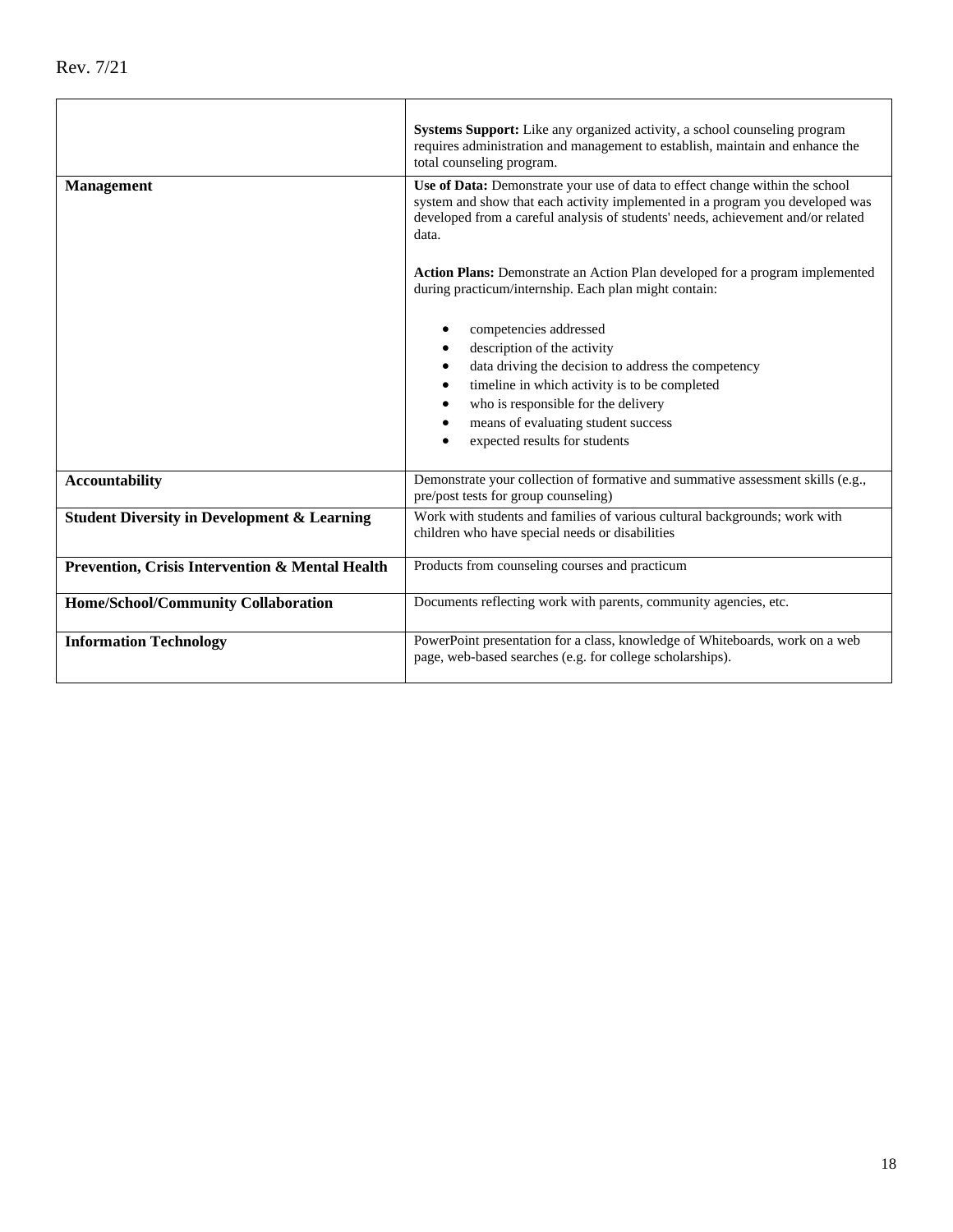Rev. 7/21

| | |
|---|---|
| | **Systems Support:** Like any organized activity, a school counseling program requires administration and management to establish, maintain and enhance the total counseling program. |
| **Management** | **Use of Data:** Demonstrate your use of data to effect change within the school system and show that each activity implemented in a program you developed was developed from a careful analysis of students' needs, achievement and/or related data.<br><br>**Action Plans:** Demonstrate an Action Plan developed for a program implemented during practicum/internship. Each plan might contain:<br><br>• competencies addressed<br>• description of the activity<br>• data driving the decision to address the competency<br>• timeline in which activity is to be completed<br>• who is responsible for the delivery<br>• means of evaluating student success<br>• expected results for students |
| **Accountability** | Demonstrate your collection of formative and summative assessment skills (e.g., pre/post tests for group counseling) |
| **Student Diversity in Development & Learning** | Work with students and families of various cultural backgrounds; work with children who have special needs or disabilities |
| **Prevention, Crisis Intervention & Mental Health** | Products from counseling courses and practicum |
| **Home/School/Community Collaboration** | Documents reflecting work with parents, community agencies, etc. |
| **Information Technology** | PowerPoint presentation for a class, knowledge of Whiteboards, work on a web page, web-based searches (e.g. for college scholarships). |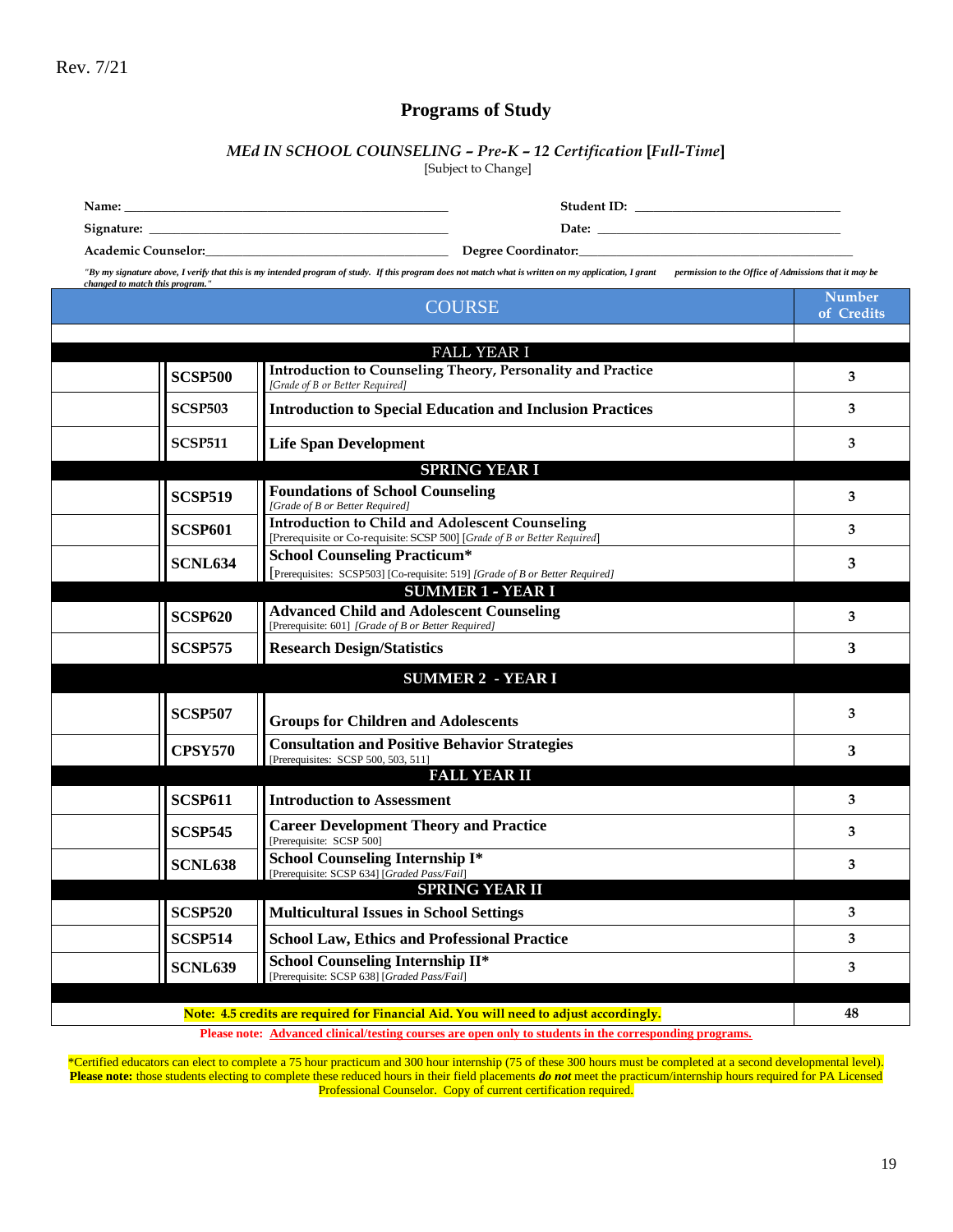Rev. 7/21

## Programs of Study

### *MEd IN SCHOOL COUNSELING – Pre-K – 12 Certification* [*Full-Time*]

[Subject to Change]

**Name:** ______________________________ **Student ID:** ______________________________

**Signature:** ______________________________ **Date:** ______________________________

**Academic Counselor:** ______________________________ **Degree Coordinator:** ______________________________

***"By my signature above, I verify that this is my intended program of study. If this program does not match what is written on my application, I grant permission to the Office of Admissions that it may be changed to match this program."***

| | | COURSE | Number of Credits |
|---|---|---|---|
| | | **FALL YEAR I** | |
| | **SCSP500** | **Introduction to Counseling Theory, Personality and Practice** *[Grade of B or Better Required]* | **3** |
| | **SCSP503** | **Introduction to Special Education and Inclusion Practices** | **3** |
| | **SCSP511** | **Life Span Development** | **3** |
| | | **SPRING YEAR I** | |
| | **SCSP519** | **Foundations of School Counseling** *[Grade of B or Better Required]* | **3** |
| | **SCSP601** | **Introduction to Child and Adolescent Counseling** [Prerequisite or Co-requisite: SCSP 500] [*Grade of B or Better Required*] | **3** |
| | **SCNL634** | **School Counseling Practicum*** [Prerequisites: SCSP503] [Co-requisite: 519] *[Grade of B or Better Required]* | **3** |
| | | **SUMMER 1 - YEAR I** | |
| | **SCSP620** | **Advanced Child and Adolescent Counseling** [Prerequisite: 601] *[Grade of B or Better Required]* | **3** |
| | **SCSP575** | **Research Design/Statistics** | **3** |
| | | **SUMMER 2 - YEAR I** | |
| | **SCSP507** | **Groups for Children and Adolescents** | **3** |
| | **CPSY570** | **Consultation and Positive Behavior Strategies** [Prerequisites: SCSP 500, 503, 511] | **3** |
| | | **FALL YEAR II** | |
| | **SCSP611** | **Introduction to Assessment** | **3** |
| | **SCSP545** | **Career Development Theory and Practice** [Prerequisite: SCSP 500] | **3** |
| | **SCNL638** | **School Counseling Internship I*** [Prerequisite: SCSP 634] [*Graded Pass/Fail*] | **3** |
| | | **SPRING YEAR II** | |
| | **SCSP520** | **Multicultural Issues in School Settings** | **3** |
| | **SCSP514** | **School Law, Ethics and Professional Practice** | **3** |
| | **SCNL639** | **School Counseling Internship II*** [Prerequisite: SCSP 638] [*Graded Pass/Fail*] | **3** |
| | | **Note: 4.5 credits are required for Financial Aid. You will need to adjust accordingly.** | **48** |

**Please note: Advanced clinical/testing courses are open only to students in the corresponding programs.**

*Certified educators can elect to complete a 75 hour practicum and 300 hour internship (75 of these 300 hours must be completed at a second developmental level). **Please note:** those students electing to complete these reduced hours in their field placements ***do not*** meet the practicum/internship hours required for PA Licensed Professional Counselor. Copy of current certification required.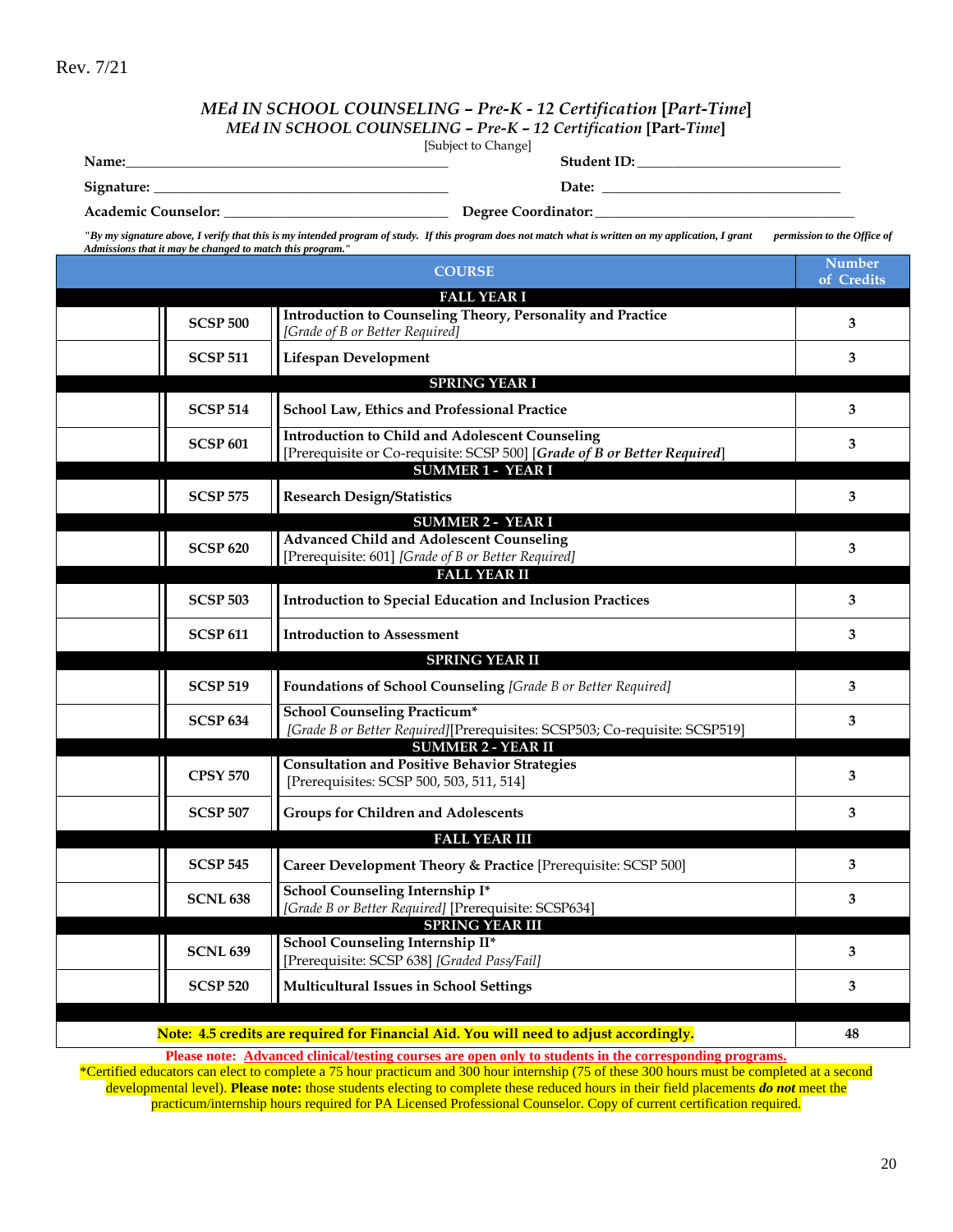Rev. 7/21

## *MEd IN SCHOOL COUNSELING – Pre-K - 12 Certification* [*Part-Time*]

### *MEd IN SCHOOL COUNSELING – Pre-K – 12 Certification* [Part-*Time*]

[Subject to Change]

**Name:**\_\_\_\_\_\_\_\_\_\_\_\_\_\_\_\_\_\_\_\_\_\_\_\_\_\_\_\_\_\_\_\_\_\_\_\_\_\_\_\_\_\_\_\_ **Student ID:** \_\_\_\_\_\_\_\_\_\_\_\_\_\_\_\_\_\_\_\_\_\_\_\_\_\_\_\_

**Signature:** \_\_\_\_\_\_\_\_\_\_\_\_\_\_\_\_\_\_\_\_\_\_\_\_\_\_\_\_\_\_\_\_\_\_\_\_\_\_\_\_ **Date:** \_\_\_\_\_\_\_\_\_\_\_\_\_\_\_\_\_\_\_\_\_\_\_\_\_\_\_\_\_\_\_\_\_

**Academic Counselor:** \_\_\_\_\_\_\_\_\_\_\_\_\_\_\_\_\_\_\_\_\_\_\_\_\_\_\_\_\_\_\_\_ **Degree Coordinator:** \_\_\_\_\_\_\_\_\_\_\_\_\_\_\_\_\_\_\_\_\_\_\_\_\_\_\_\_\_\_\_\_\_\_\_\_\_\_

***"By my signature above, I verify that this is my intended program of study. If this program does not match what is written on my application, I grant permission to the Office of Admissions that it may be changed to match this program."***

| | | COURSE | Number of Credits |
|---|---|---|---|
| | | **FALL YEAR I** | |
| | **SCSP 500** | **Introduction to Counseling Theory, Personality and Practice** *[Grade of B or Better Required]* | **3** |
| | **SCSP 511** | **Lifespan Development** | **3** |
| | | **SPRING YEAR I** | |
| | **SCSP 514** | **School Law, Ethics and Professional Practice** | **3** |
| | **SCSP 601** | **Introduction to Child and Adolescent Counseling** [Prerequisite or Co-requisite: SCSP 500] [*Grade of B or Better Required*] | **3** |
| | | **SUMMER 1 - YEAR I** | |
| | **SCSP 575** | **Research Design/Statistics** | **3** |
| | | **SUMMER 2 - YEAR I** | |
| | **SCSP 620** | **Advanced Child and Adolescent Counseling** [Prerequisite: 601] *[Grade of B or Better Required]* | **3** |
| | | **FALL YEAR II** | |
| | **SCSP 503** | **Introduction to Special Education and Inclusion Practices** | **3** |
| | **SCSP 611** | **Introduction to Assessment** | **3** |
| | | **SPRING YEAR II** | |
| | **SCSP 519** | **Foundations of School Counseling** *[Grade B or Better Required]* | **3** |
| | **SCSP 634** | **School Counseling Practicum*** *[Grade B or Better Required]*[Prerequisites: SCSP503; Co-requisite: SCSP519] | **3** |
| | | **SUMMER 2 - YEAR II** | |
| | **CPSY 570** | **Consultation and Positive Behavior Strategies** [Prerequisites: SCSP 500, 503, 511, 514] | **3** |
| | **SCSP 507** | **Groups for Children and Adolescents** | **3** |
| | | **FALL YEAR III** | |
| | **SCSP 545** | **Career Development Theory & Practice** [Prerequisite: SCSP 500] | **3** |
| | **SCNL 638** | **School Counseling Internship I*** *[Grade B or Better Required]* [Prerequisite: SCSP634] | **3** |
| | | **SPRING YEAR III** | |
| | **SCNL 639** | **School Counseling Internship II*** [Prerequisite: SCSP 638] *[Graded Pass/Fail]* | **3** |
| | **SCSP 520** | **Multicultural Issues in School Settings** | **3** |
| | | | |
| **Note: 4.5 credits are required for Financial Aid. You will need to adjust accordingly.** | | | **48** |

**Please note: Advanced clinical/testing courses are open only to students in the corresponding programs.**

*Certified educators can elect to complete a 75 hour practicum and 300 hour internship (75 of these 300 hours must be completed at a second developmental level). **Please note:** those students electing to complete these reduced hours in their field placements ***do not*** meet the practicum/internship hours required for PA Licensed Professional Counselor. Copy of current certification required.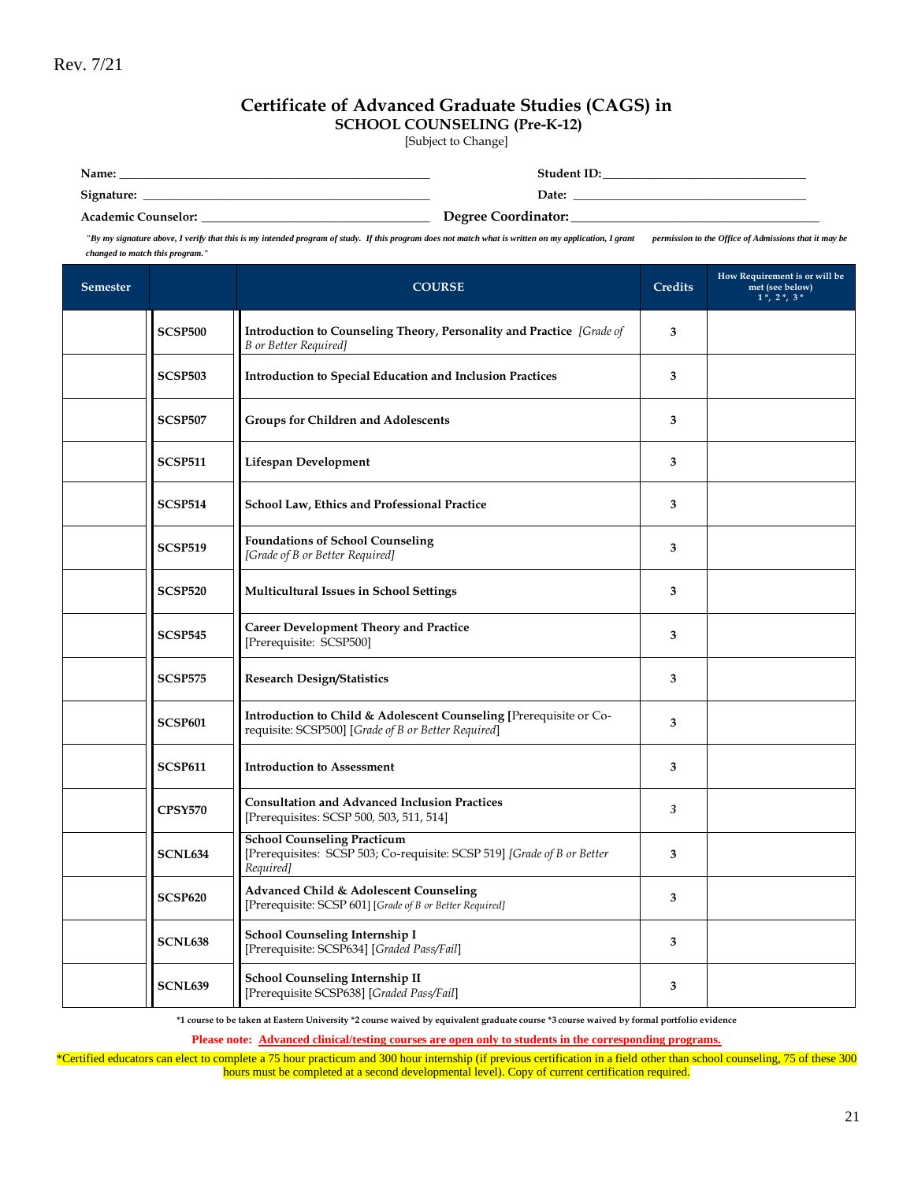Rev. 7/21

# Certificate of Advanced Graduate Studies (CAGS) in
## SCHOOL COUNSELING (Pre-K-12)

[Subject to Change]

**Name:** ______________________________ **Student ID:** ______________________________

**Signature:** ______________________________ **Date:** ______________________________

**Academic Counselor:** ______________________________ **Degree Coordinator:** ______________________________

*"By my signature above, I verify that this is my intended program of study. If this program does not match what is written on my application, I grant permission to the Office of Admissions that it may be changed to match this program."*

| Semester | | COURSE | Credits | How Requirement is or will be met (see below) 1*, 2*, 3* |
|---|---|---|---|---|
| | SCSP500 | **Introduction to Counseling Theory, Personality and Practice** *[Grade of B or Better Required]* | 3 | |
| | SCSP503 | **Introduction to Special Education and Inclusion Practices** | 3 | |
| | SCSP507 | **Groups for Children and Adolescents** | 3 | |
| | SCSP511 | **Lifespan Development** | 3 | |
| | SCSP514 | **School Law, Ethics and Professional Practice** | 3 | |
| | SCSP519 | **Foundations of School Counseling** *[Grade of B or Better Required]* | 3 | |
| | SCSP520 | **Multicultural Issues in School Settings** | 3 | |
| | SCSP545 | **Career Development Theory and Practice** [Prerequisite: SCSP500] | 3 | |
| | SCSP575 | **Research Design/Statistics** | 3 | |
| | SCSP601 | **Introduction to Child & Adolescent Counseling** [Prerequisite or Co-requisite: SCSP500] [*Grade of B or Better Required*] | 3 | |
| | SCSP611 | **Introduction to Assessment** | 3 | |
| | CPSY570 | **Consultation and Advanced Inclusion Practices** [Prerequisites: SCSP 500, 503, 511, 514] | 3 | |
| | SCNL634 | **School Counseling Practicum** [Prerequisites: SCSP 503; Co-requisite: SCSP 519] *[Grade of B or Better Required]* | 3 | |
| | SCSP620 | **Advanced Child & Adolescent Counseling** [Prerequisite: SCSP 601] *[Grade of B or Better Required]* | 3 | |
| | SCNL638 | **School Counseling Internship I** [Prerequisite: SCSP634] [*Graded Pass/Fail*] | 3 | |
| | SCNL639 | **School Counseling Internship II** [Prerequisite SCSP638] [*Graded Pass/Fail*] | 3 | |

*1 course to be taken at Eastern University *2 course waived by equivalent graduate course *3 course waived by formal portfolio evidence

**Please note: Advanced clinical/testing courses are open only to students in the corresponding programs.**

*Certified educators can elect to complete a 75 hour practicum and 300 hour internship (if previous certification in a field other than school counseling, 75 of these 300 hours must be completed at a second developmental level). Copy of current certification required.